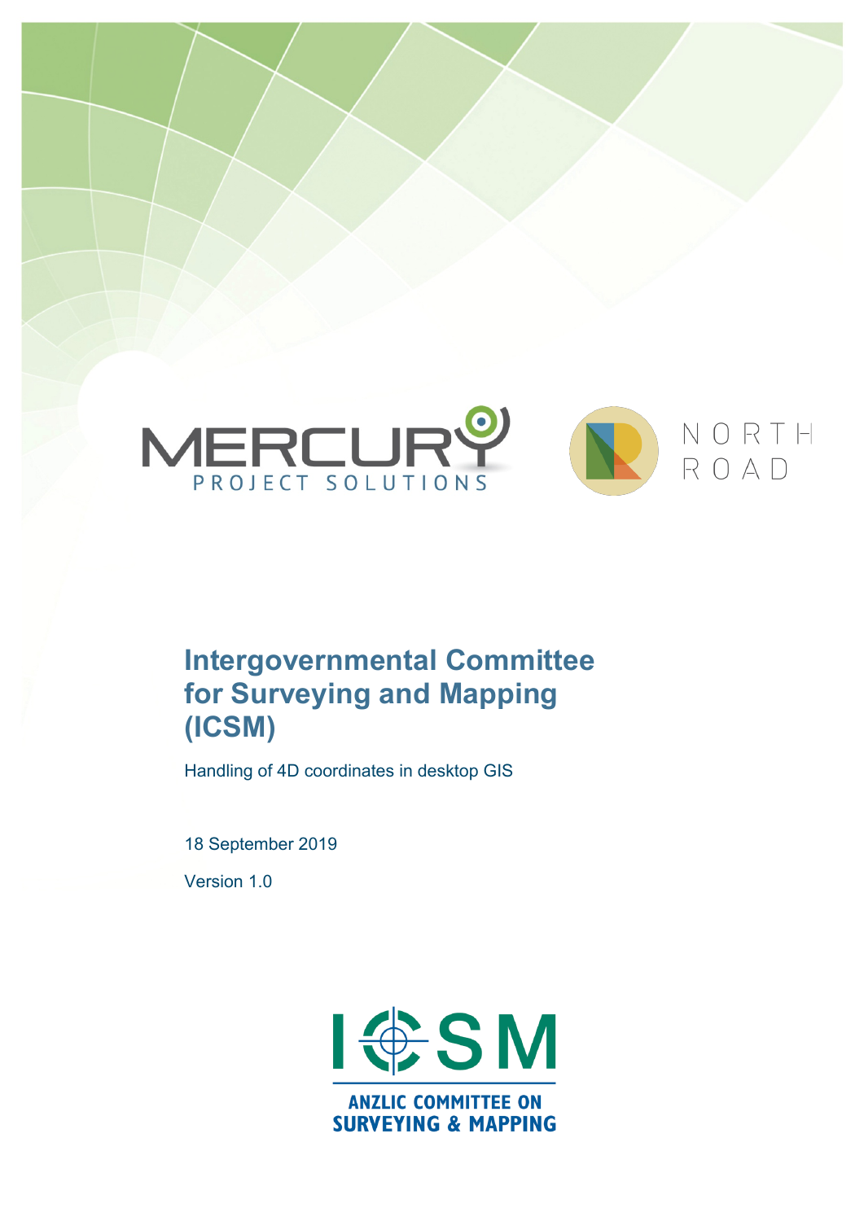MERCURY PROJECT SOLUTIONS

NORTH ROAD

# Intergovernmental Committee for Surveying and Mapping (ICSM)

Handling of 4D coordinates in desktop GIS

18 September 2019

Version 1.0

ICSM

ANZLIC COMMITTEE ON SURVEYING & MAPPING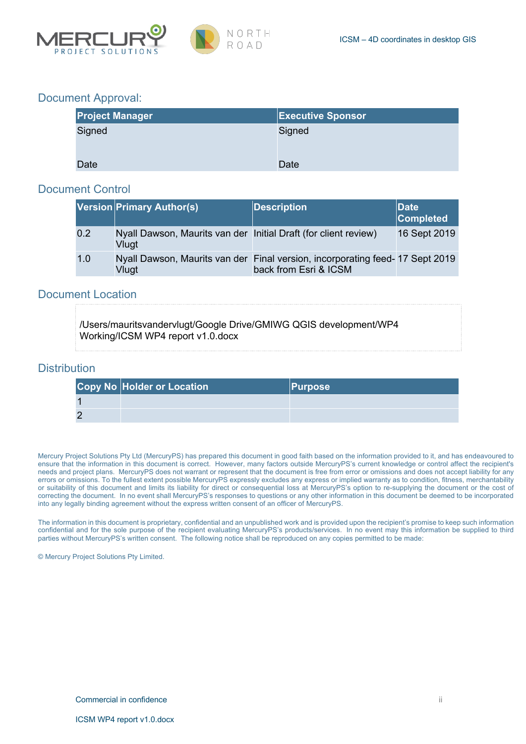## Document Approval:

| Project Manager | Executive Sponsor |
|---|---|
| Signed<br><br>Date | Signed<br><br>Date |

## Document Control

| Version | Primary Author(s) | Description | Date Completed |
|---|---|---|---|
| 0.2 | Nyall Dawson, Maurits van der Vlugt | Initial Draft (for client review) | 16 Sept 2019 |
| 1.0 | Nyall Dawson, Maurits van der Vlugt | Final version, incorporating feed-back from Esri & ICSM | 17 Sept 2019 |

## Document Location

/Users/mauritsvandervlugt/Google Drive/GMIWG QGIS development/WP4 Working/ICSM WP4 report v1.0.docx

## Distribution

| Copy No | Holder or Location | Purpose |
|---|---|---|
| 1 | | |
| 2 | | |

Mercury Project Solutions Pty Ltd (MercuryPS) has prepared this document in good faith based on the information provided to it, and has endeavoured to ensure that the information in this document is correct. However, many factors outside MercuryPS's current knowledge or control affect the recipient's needs and project plans. MercuryPS does not warrant or represent that the document is free from error or omissions and does not accept liability for any errors or omissions. To the fullest extent possible MercuryPS expressly excludes any express or implied warranty as to condition, fitness, merchantability or suitability of this document and limits its liability for direct or consequential loss at MercuryPS's option to re-supplying the document or the cost of correcting the document. In no event shall MercuryPS's responses to questions or any other information in this document be deemed to be incorporated into any legally binding agreement without the express written consent of an officer of MercuryPS.

The information in this document is proprietary, confidential and an unpublished work and is provided upon the recipient's promise to keep such information confidential and for the sole purpose of the recipient evaluating MercuryPS's products/services. In no event may this information be supplied to third parties without MercuryPS's written consent. The following notice shall be reproduced on any copies permitted to be made:

© Mercury Project Solutions Pty Limited.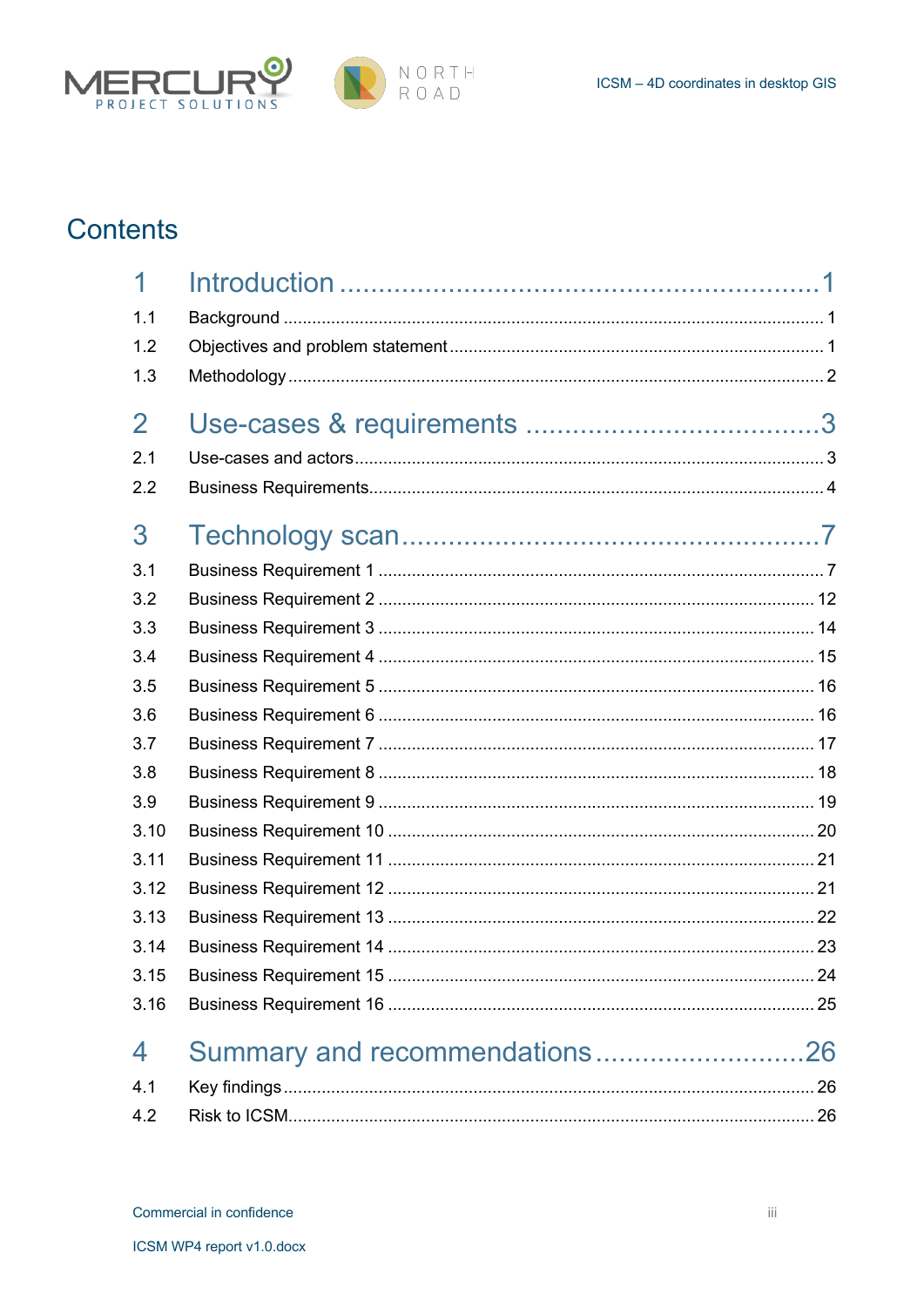# Contents

1 Introduction ............................................................ 1

1.1 Background ............................................................ 1

1.2 Objectives and problem statement ............................................................ 1

1.3 Methodology ............................................................ 2

2 Use-cases & requirements ............................................................ 3

2.1 Use-cases and actors ............................................................ 3

2.2 Business Requirements ............................................................ 4

3 Technology scan ............................................................ 7

3.1 Business Requirement 1 ............................................................ 7

3.2 Business Requirement 2 ............................................................ 12

3.3 Business Requirement 3 ............................................................ 14

3.4 Business Requirement 4 ............................................................ 15

3.5 Business Requirement 5 ............................................................ 16

3.6 Business Requirement 6 ............................................................ 16

3.7 Business Requirement 7 ............................................................ 17

3.8 Business Requirement 8 ............................................................ 18

3.9 Business Requirement 9 ............................................................ 19

3.10 Business Requirement 10 ............................................................ 20

3.11 Business Requirement 11 ............................................................ 21

3.12 Business Requirement 12 ............................................................ 21

3.13 Business Requirement 13 ............................................................ 22

3.14 Business Requirement 14 ............................................................ 23

3.15 Business Requirement 15 ............................................................ 24

3.16 Business Requirement 16 ............................................................ 25

4 Summary and recommendations ............................................................ 26

4.1 Key findings ............................................................ 26

4.2 Risk to ICSM ............................................................ 26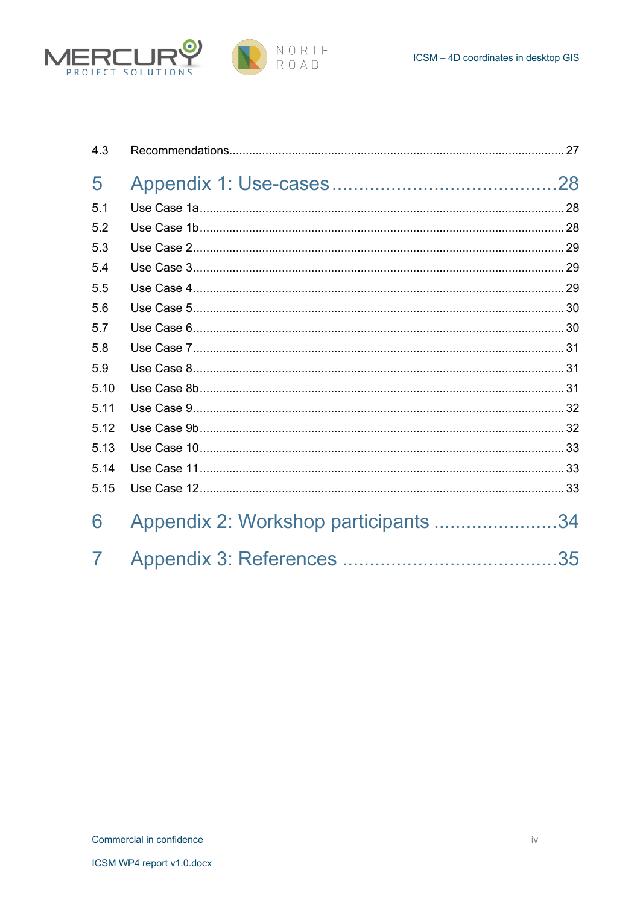4.3 Recommendations ........................................................................................................ 27

5 Appendix 1: Use-cases ..........................................28

5.1 Use Case 1a ..................................................................................................................... 28

5.2 Use Case 1b ..................................................................................................................... 28

5.3 Use Case 2 ....................................................................................................................... 29

5.4 Use Case 3 ....................................................................................................................... 29

5.5 Use Case 4 ....................................................................................................................... 29

5.6 Use Case 5 ....................................................................................................................... 30

5.7 Use Case 6 ....................................................................................................................... 30

5.8 Use Case 7 ....................................................................................................................... 31

5.9 Use Case 8 ....................................................................................................................... 31

5.10 Use Case 8b ..................................................................................................................... 31

5.11 Use Case 9 ....................................................................................................................... 32

5.12 Use Case 9b ..................................................................................................................... 32

5.13 Use Case 10 ..................................................................................................................... 33

5.14 Use Case 11 ..................................................................................................................... 33

5.15 Use Case 12 ..................................................................................................................... 33

6 Appendix 2: Workshop participants .......................34

7 Appendix 3: References .......................................35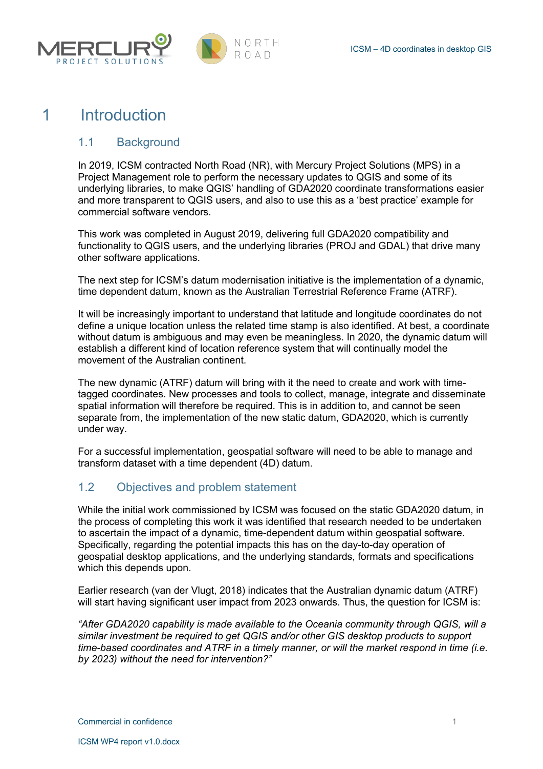# 1 Introduction

## 1.1 Background

In 2019, ICSM contracted North Road (NR), with Mercury Project Solutions (MPS) in a Project Management role to perform the necessary updates to QGIS and some of its underlying libraries, to make QGIS' handling of GDA2020 coordinate transformations easier and more transparent to QGIS users, and also to use this as a 'best practice' example for commercial software vendors.

This work was completed in August 2019, delivering full GDA2020 compatibility and functionality to QGIS users, and the underlying libraries (PROJ and GDAL) that drive many other software applications.

The next step for ICSM's datum modernisation initiative is the implementation of a dynamic, time dependent datum, known as the Australian Terrestrial Reference Frame (ATRF).

It will be increasingly important to understand that latitude and longitude coordinates do not define a unique location unless the related time stamp is also identified. At best, a coordinate without datum is ambiguous and may even be meaningless. In 2020, the dynamic datum will establish a different kind of location reference system that will continually model the movement of the Australian continent.

The new dynamic (ATRF) datum will bring with it the need to create and work with time-tagged coordinates. New processes and tools to collect, manage, integrate and disseminate spatial information will therefore be required. This is in addition to, and cannot be seen separate from, the implementation of the new static datum, GDA2020, which is currently under way.

For a successful implementation, geospatial software will need to be able to manage and transform dataset with a time dependent (4D) datum.

## 1.2 Objectives and problem statement

While the initial work commissioned by ICSM was focused on the static GDA2020 datum, in the process of completing this work it was identified that research needed to be undertaken to ascertain the impact of a dynamic, time-dependent datum within geospatial software. Specifically, regarding the potential impacts this has on the day-to-day operation of geospatial desktop applications, and the underlying standards, formats and specifications which this depends upon.

Earlier research (van der Vlugt, 2018) indicates that the Australian dynamic datum (ATRF) will start having significant user impact from 2023 onwards. Thus, the question for ICSM is:

*"After GDA2020 capability is made available to the Oceania community through QGIS, will a similar investment be required to get QGIS and/or other GIS desktop products to support time-based coordinates and ATRF in a timely manner, or will the market respond in time (i.e. by 2023) without the need for intervention?"*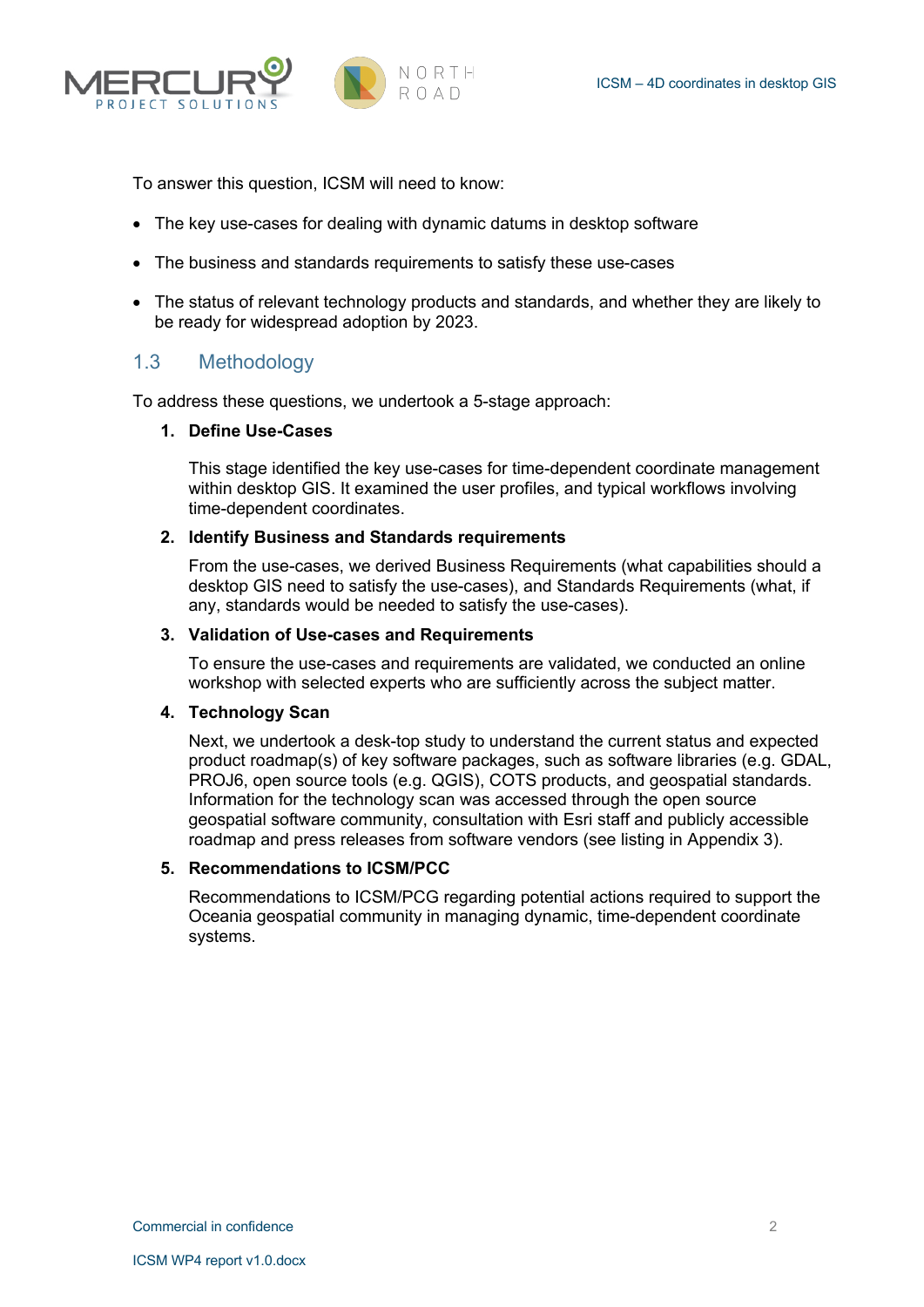To answer this question, ICSM will need to know:

- The key use-cases for dealing with dynamic datums in desktop software
- The business and standards requirements to satisfy these use-cases
- The status of relevant technology products and standards, and whether they are likely to be ready for widespread adoption by 2023.

## 1.3 Methodology

To address these questions, we undertook a 5-stage approach:

1. **Define Use-Cases**

   This stage identified the key use-cases for time-dependent coordinate management within desktop GIS. It examined the user profiles, and typical workflows involving time-dependent coordinates.

2. **Identify Business and Standards requirements**

   From the use-cases, we derived Business Requirements (what capabilities should a desktop GIS need to satisfy the use-cases), and Standards Requirements (what, if any, standards would be needed to satisfy the use-cases).

3. **Validation of Use-cases and Requirements**

   To ensure the use-cases and requirements are validated, we conducted an online workshop with selected experts who are sufficiently across the subject matter.

4. **Technology Scan**

   Next, we undertook a desk-top study to understand the current status and expected product roadmap(s) of key software packages, such as software libraries (e.g. GDAL, PROJ6, open source tools (e.g. QGIS), COTS products, and geospatial standards. Information for the technology scan was accessed through the open source geospatial software community, consultation with Esri staff and publicly accessible roadmap and press releases from software vendors (see listing in Appendix 3).

5. **Recommendations to ICSM/PCC**

   Recommendations to ICSM/PCG regarding potential actions required to support the Oceania geospatial community in managing dynamic, time-dependent coordinate systems.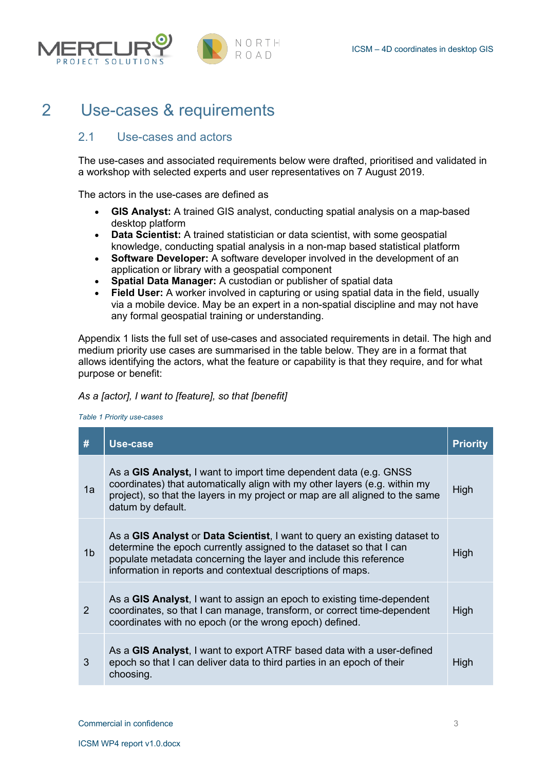# 2 Use-cases & requirements

## 2.1 Use-cases and actors

The use-cases and associated requirements below were drafted, prioritised and validated in a workshop with selected experts and user representatives on 7 August 2019.

The actors in the use-cases are defined as

- **GIS Analyst:** A trained GIS analyst, conducting spatial analysis on a map-based desktop platform
- **Data Scientist:** A trained statistician or data scientist, with some geospatial knowledge, conducting spatial analysis in a non-map based statistical platform
- **Software Developer:** A software developer involved in the development of an application or library with a geospatial component
- **Spatial Data Manager:** A custodian or publisher of spatial data
- **Field User:** A worker involved in capturing or using spatial data in the field, usually via a mobile device. May be an expert in a non-spatial discipline and may not have any formal geospatial training or understanding.

Appendix 1 lists the full set of use-cases and associated requirements in detail. The high and medium priority use cases are summarised in the table below. They are in a format that allows identifying the actors, what the feature or capability is that they require, and for what purpose or benefit:

*As a [actor], I want to [feature], so that [benefit]*

*Table 1 Priority use-cases*

| # | Use-case | Priority |
|---|---|---|
| 1a | As a **GIS Analyst,** I want to import time dependent data (e.g. GNSS coordinates) that automatically align with my other layers (e.g. within my project), so that the layers in my project or map are all aligned to the same datum by default. | High |
| 1b | As a **GIS Analyst** or **Data Scientist**, I want to query an existing dataset to determine the epoch currently assigned to the dataset so that I can populate metadata concerning the layer and include this reference information in reports and contextual descriptions of maps. | High |
| 2 | As a **GIS Analyst**, I want to assign an epoch to existing time-dependent coordinates, so that I can manage, transform, or correct time-dependent coordinates with no epoch (or the wrong epoch) defined. | High |
| 3 | As a **GIS Analyst**, I want to export ATRF based data with a user-defined epoch so that I can deliver data to third parties in an epoch of their choosing. | High |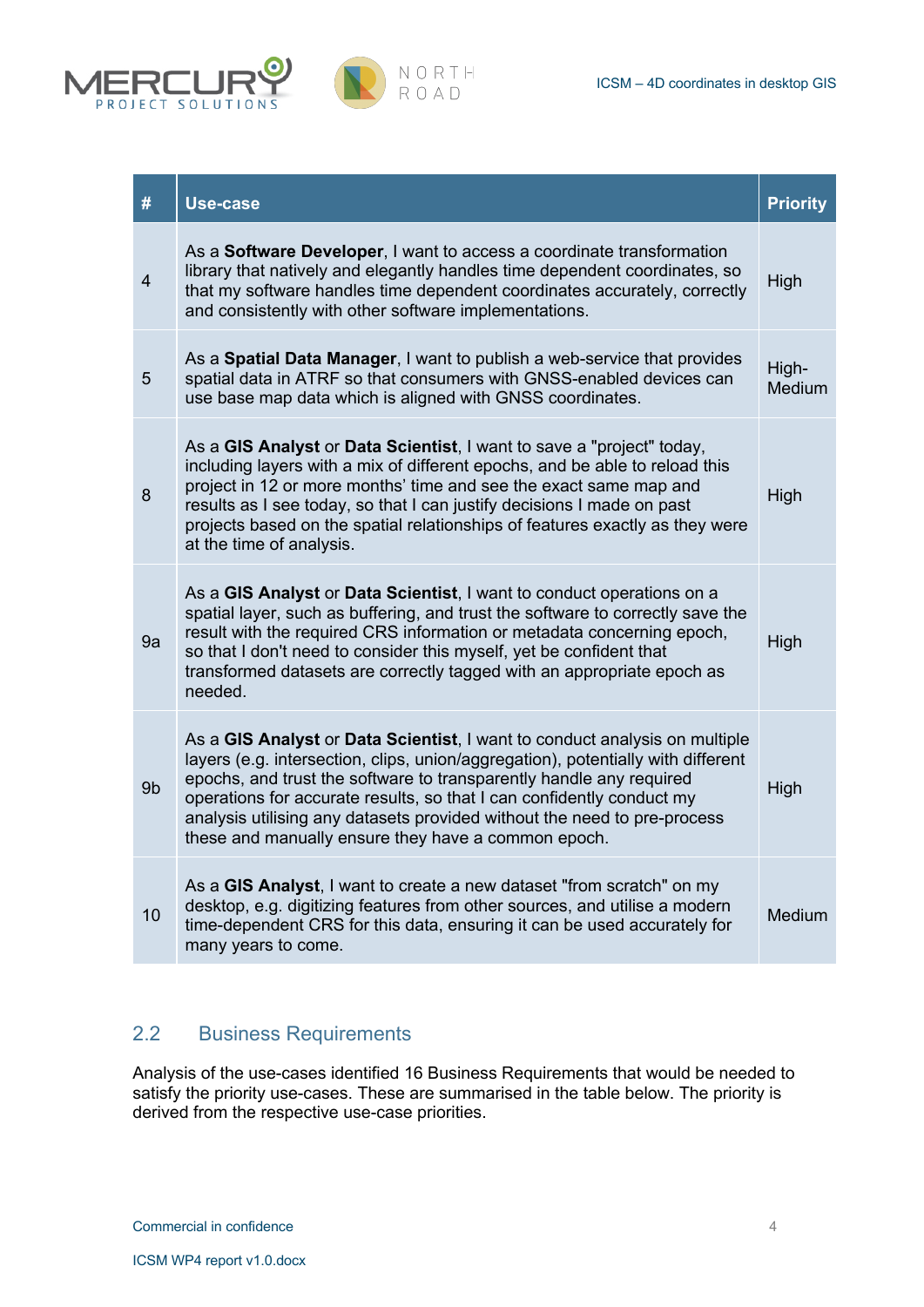| # | Use-case | Priority |
|---|---|---|
| 4 | As a **Software Developer**, I want to access a coordinate transformation library that natively and elegantly handles time dependent coordinates, so that my software handles time dependent coordinates accurately, correctly and consistently with other software implementations. | High |
| 5 | As a **Spatial Data Manager**, I want to publish a web-service that provides spatial data in ATRF so that consumers with GNSS-enabled devices can use base map data which is aligned with GNSS coordinates. | High-Medium |
| 8 | As a **GIS Analyst** or **Data Scientist**, I want to save a "project" today, including layers with a mix of different epochs, and be able to reload this project in 12 or more months' time and see the exact same map and results as I see today, so that I can justify decisions I made on past projects based on the spatial relationships of features exactly as they were at the time of analysis. | High |
| 9a | As a **GIS Analyst** or **Data Scientist**, I want to conduct operations on a spatial layer, such as buffering, and trust the software to correctly save the result with the required CRS information or metadata concerning epoch, so that I don't need to consider this myself, yet be confident that transformed datasets are correctly tagged with an appropriate epoch as needed. | High |
| 9b | As a **GIS Analyst** or **Data Scientist**, I want to conduct analysis on multiple layers (e.g. intersection, clips, union/aggregation), potentially with different epochs, and trust the software to transparently handle any required operations for accurate results, so that I can confidently conduct my analysis utilising any datasets provided without the need to pre-process these and manually ensure they have a common epoch. | High |
| 10 | As a **GIS Analyst**, I want to create a new dataset "from scratch" on my desktop, e.g. digitizing features from other sources, and utilise a modern time-dependent CRS for this data, ensuring it can be used accurately for many years to come. | Medium |

## 2.2 Business Requirements

Analysis of the use-cases identified 16 Business Requirements that would be needed to satisfy the priority use-cases. These are summarised in the table below. The priority is derived from the respective use-case priorities.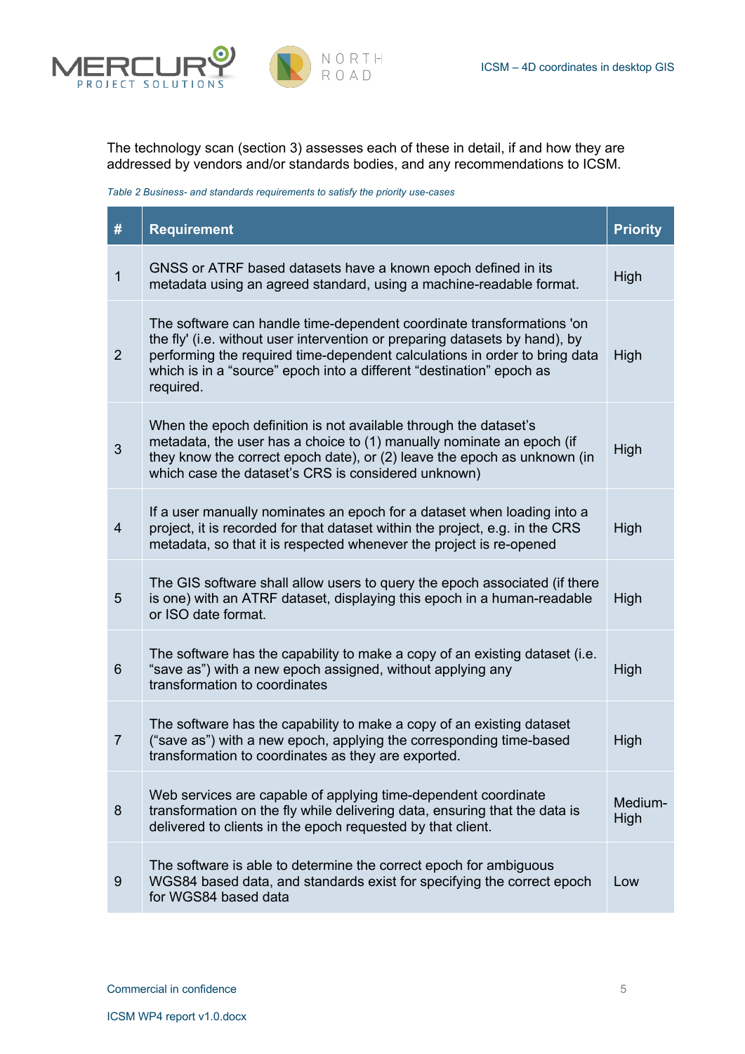The technology scan (section 3) assesses each of these in detail, if and how they are addressed by vendors and/or standards bodies, and any recommendations to ICSM.

*Table 2 Business- and standards requirements to satisfy the priority use-cases*

| # | Requirement | Priority |
|---|---|---|
| 1 | GNSS or ATRF based datasets have a known epoch defined in its metadata using an agreed standard, using a machine-readable format. | High |
| 2 | The software can handle time-dependent coordinate transformations 'on the fly' (i.e. without user intervention or preparing datasets by hand), by performing the required time-dependent calculations in order to bring data which is in a "source" epoch into a different "destination" epoch as required. | High |
| 3 | When the epoch definition is not available through the dataset's metadata, the user has a choice to (1) manually nominate an epoch (if they know the correct epoch date), or (2) leave the epoch as unknown (in which case the dataset's CRS is considered unknown) | High |
| 4 | If a user manually nominates an epoch for a dataset when loading into a project, it is recorded for that dataset within the project, e.g. in the CRS metadata, so that it is respected whenever the project is re-opened | High |
| 5 | The GIS software shall allow users to query the epoch associated (if there is one) with an ATRF dataset, displaying this epoch in a human-readable or ISO date format. | High |
| 6 | The software has the capability to make a copy of an existing dataset (i.e. "save as") with a new epoch assigned, without applying any transformation to coordinates | High |
| 7 | The software has the capability to make a copy of an existing dataset ("save as") with a new epoch, applying the corresponding time-based transformation to coordinates as they are exported. | High |
| 8 | Web services are capable of applying time-dependent coordinate transformation on the fly while delivering data, ensuring that the data is delivered to clients in the epoch requested by that client. | Medium-High |
| 9 | The software is able to determine the correct epoch for ambiguous WGS84 based data, and standards exist for specifying the correct epoch for WGS84 based data | Low |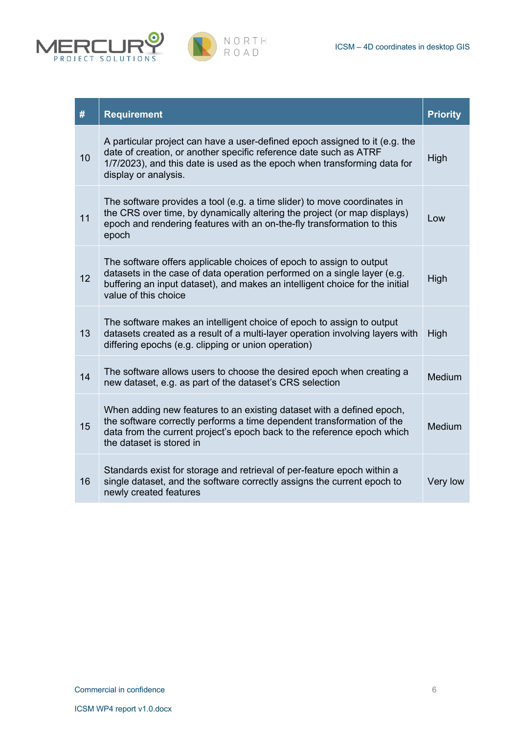| # | Requirement | Priority |
|---|---|---|
| 10 | A particular project can have a user-defined epoch assigned to it (e.g. the date of creation, or another specific reference date such as ATRF 1/7/2023), and this date is used as the epoch when transforming data for display or analysis. | High |
| 11 | The software provides a tool (e.g. a time slider) to move coordinates in the CRS over time, by dynamically altering the project (or map displays) epoch and rendering features with an on-the-fly transformation to this epoch | Low |
| 12 | The software offers applicable choices of epoch to assign to output datasets in the case of data operation performed on a single layer (e.g. buffering an input dataset), and makes an intelligent choice for the initial value of this choice | High |
| 13 | The software makes an intelligent choice of epoch to assign to output datasets created as a result of a multi-layer operation involving layers with differing epochs (e.g. clipping or union operation) | High |
| 14 | The software allows users to choose the desired epoch when creating a new dataset, e.g. as part of the dataset's CRS selection | Medium |
| 15 | When adding new features to an existing dataset with a defined epoch, the software correctly performs a time dependent transformation of the data from the current project's epoch back to the reference epoch which the dataset is stored in | Medium |
| 16 | Standards exist for storage and retrieval of per-feature epoch within a single dataset, and the software correctly assigns the current epoch to newly created features | Very low |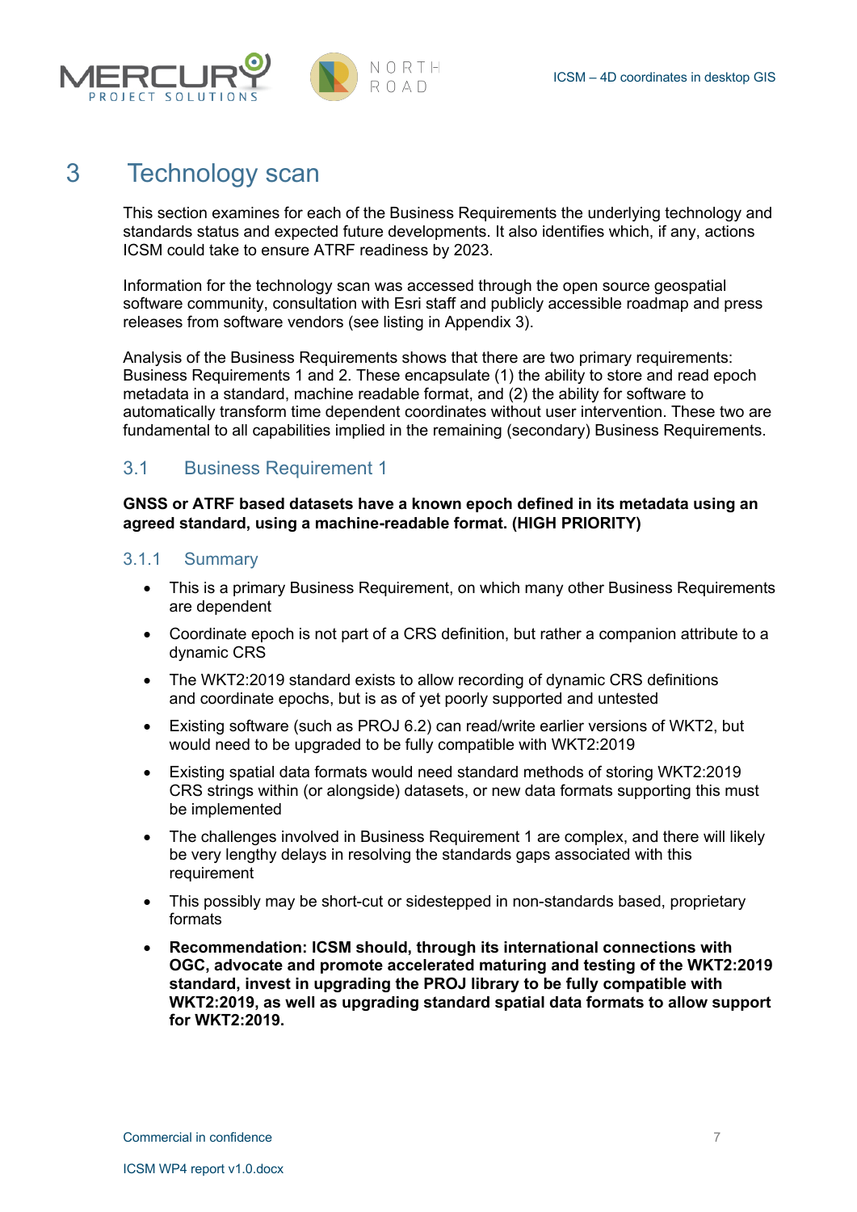# 3 Technology scan

This section examines for each of the Business Requirements the underlying technology and standards status and expected future developments. It also identifies which, if any, actions ICSM could take to ensure ATRF readiness by 2023.

Information for the technology scan was accessed through the open source geospatial software community, consultation with Esri staff and publicly accessible roadmap and press releases from software vendors (see listing in Appendix 3).

Analysis of the Business Requirements shows that there are two primary requirements: Business Requirements 1 and 2. These encapsulate (1) the ability to store and read epoch metadata in a standard, machine readable format, and (2) the ability for software to automatically transform time dependent coordinates without user intervention. These two are fundamental to all capabilities implied in the remaining (secondary) Business Requirements.

## 3.1 Business Requirement 1

**GNSS or ATRF based datasets have a known epoch defined in its metadata using an agreed standard, using a machine-readable format. (HIGH PRIORITY)**

### 3.1.1 Summary

- This is a primary Business Requirement, on which many other Business Requirements are dependent
- Coordinate epoch is not part of a CRS definition, but rather a companion attribute to a dynamic CRS
- The WKT2:2019 standard exists to allow recording of dynamic CRS definitions and coordinate epochs, but is as of yet poorly supported and untested
- Existing software (such as PROJ 6.2) can read/write earlier versions of WKT2, but would need to be upgraded to be fully compatible with WKT2:2019
- Existing spatial data formats would need standard methods of storing WKT2:2019 CRS strings within (or alongside) datasets, or new data formats supporting this must be implemented
- The challenges involved in Business Requirement 1 are complex, and there will likely be very lengthy delays in resolving the standards gaps associated with this requirement
- This possibly may be short-cut or sidestepped in non-standards based, proprietary formats
- **Recommendation: ICSM should, through its international connections with OGC, advocate and promote accelerated maturing and testing of the WKT2:2019 standard, invest in upgrading the PROJ library to be fully compatible with WKT2:2019, as well as upgrading standard spatial data formats to allow support for WKT2:2019.**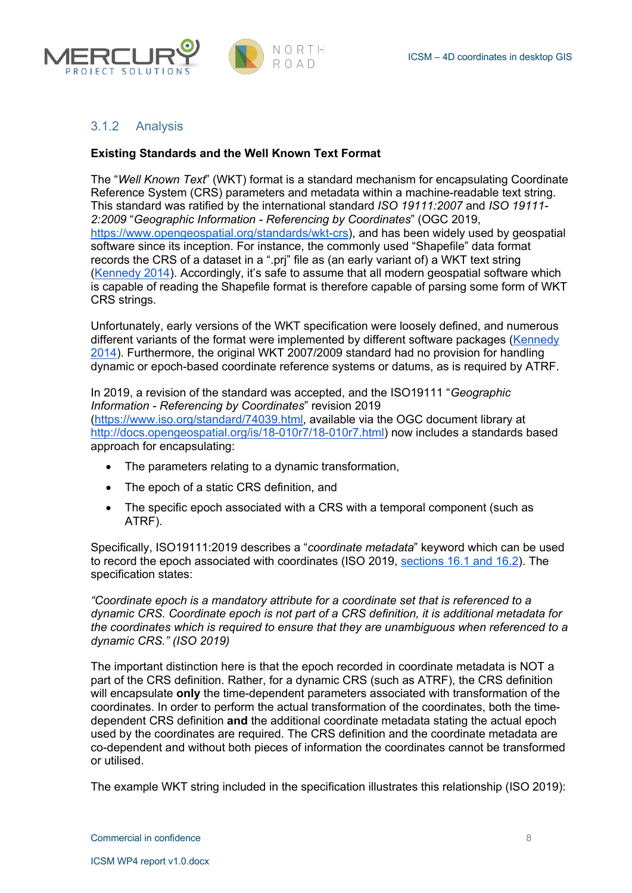### 3.1.2 Analysis

**Existing Standards and the Well Known Text Format**

The "*Well Known Text*" (WKT) format is a standard mechanism for encapsulating Coordinate Reference System (CRS) parameters and metadata within a machine-readable text string. This standard was ratified by the international standard *ISO 19111:2007* and *ISO 19111-2:2009* "*Geographic Information - Referencing by Coordinates*" (OGC 2019, https://www.opengeospatial.org/standards/wkt-crs), and has been widely used by geospatial software since its inception. For instance, the commonly used "Shapefile" data format records the CRS of a dataset in a ".prj" file as (an early variant of) a WKT text string (Kennedy 2014). Accordingly, it's safe to assume that all modern geospatial software which is capable of reading the Shapefile format is therefore capable of parsing some form of WKT CRS strings.

Unfortunately, early versions of the WKT specification were loosely defined, and numerous different variants of the format were implemented by different software packages (Kennedy 2014). Furthermore, the original WKT 2007/2009 standard had no provision for handling dynamic or epoch-based coordinate reference systems or datums, as is required by ATRF.

In 2019, a revision of the standard was accepted, and the ISO19111 "*Geographic Information - Referencing by Coordinates*" revision 2019 (https://www.iso.org/standard/74039.html, available via the OGC document library at http://docs.opengeospatial.org/is/18-010r7/18-010r7.html) now includes a standards based approach for encapsulating:

- The parameters relating to a dynamic transformation,
- The epoch of a static CRS definition, and
- The specific epoch associated with a CRS with a temporal component (such as ATRF).

Specifically, ISO19111:2019 describes a "*coordinate metadata*" keyword which can be used to record the epoch associated with coordinates (ISO 2019, sections 16.1 and 16.2). The specification states:

*"Coordinate epoch is a mandatory attribute for a coordinate set that is referenced to a dynamic CRS. Coordinate epoch is not part of a CRS definition, it is additional metadata for the coordinates which is required to ensure that they are unambiguous when referenced to a dynamic CRS." (ISO 2019)*

The important distinction here is that the epoch recorded in coordinate metadata is NOT a part of the CRS definition. Rather, for a dynamic CRS (such as ATRF), the CRS definition will encapsulate **only** the time-dependent parameters associated with transformation of the coordinates. In order to perform the actual transformation of the coordinates, both the time-dependent CRS definition **and** the additional coordinate metadata stating the actual epoch used by the coordinates are required. The CRS definition and the coordinate metadata are co-dependent and without both pieces of information the coordinates cannot be transformed or utilised.

The example WKT string included in the specification illustrates this relationship (ISO 2019):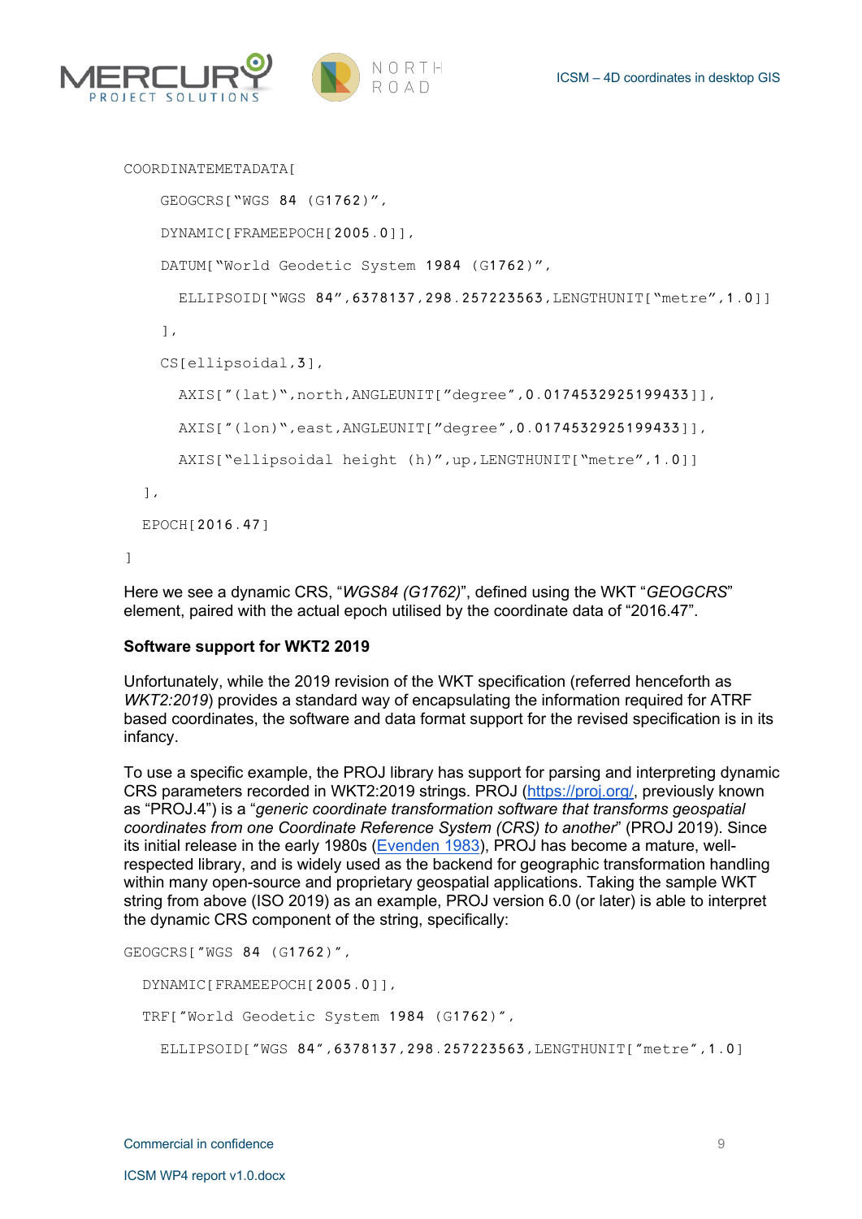```
COORDINATEMETADATA[
    GEOGCRS[“WGS 84 (G1762)”,
    DYNAMIC[FRAMEEPOCH[2005.0]],
    DATUM[“World Geodetic System 1984 (G1762)”,
      ELLIPSOID[“WGS 84”,6378137,298.257223563,LENGTHUNIT[“metre”,1.0]]
    ],
    CS[ellipsoidal,3],
      AXIS[”(lat)“,north,ANGLEUNIT[”degree”,0.0174532925199433]],
      AXIS[”(lon)“,east,ANGLEUNIT[”degree”,0.0174532925199433]],
      AXIS[“ellipsoidal height (h)”,up,LENGTHUNIT[“metre”,1.0]]
  ],
  EPOCH[2016.47]
]
```

Here we see a dynamic CRS, “*WGS84 (G1762)*”, defined using the WKT “*GEOGCRS*” element, paired with the actual epoch utilised by the coordinate data of “2016.47”.

**Software support for WKT2 2019**

Unfortunately, while the 2019 revision of the WKT specification (referred henceforth as *WKT2:2019*) provides a standard way of encapsulating the information required for ATRF based coordinates, the software and data format support for the revised specification is in its infancy.

To use a specific example, the PROJ library has support for parsing and interpreting dynamic CRS parameters recorded in WKT2:2019 strings. PROJ (https://proj.org/, previously known as “PROJ.4”) is a “*generic coordinate transformation software that transforms geospatial coordinates from one Coordinate Reference System (CRS) to another*” (PROJ 2019). Since its initial release in the early 1980s (Evenden 1983), PROJ has become a mature, well-respected library, and is widely used as the backend for geographic transformation handling within many open-source and proprietary geospatial applications. Taking the sample WKT string from above (ISO 2019) as an example, PROJ version 6.0 (or later) is able to interpret the dynamic CRS component of the string, specifically:

```
GEOGCRS[”WGS 84 (G1762)”,
  DYNAMIC[FRAMEEPOCH[2005.0]],
  TRF[”World Geodetic System 1984 (G1762)”,
    ELLIPSOID[”WGS 84”,6378137,298.257223563,LENGTHUNIT[”metre”,1.0]
```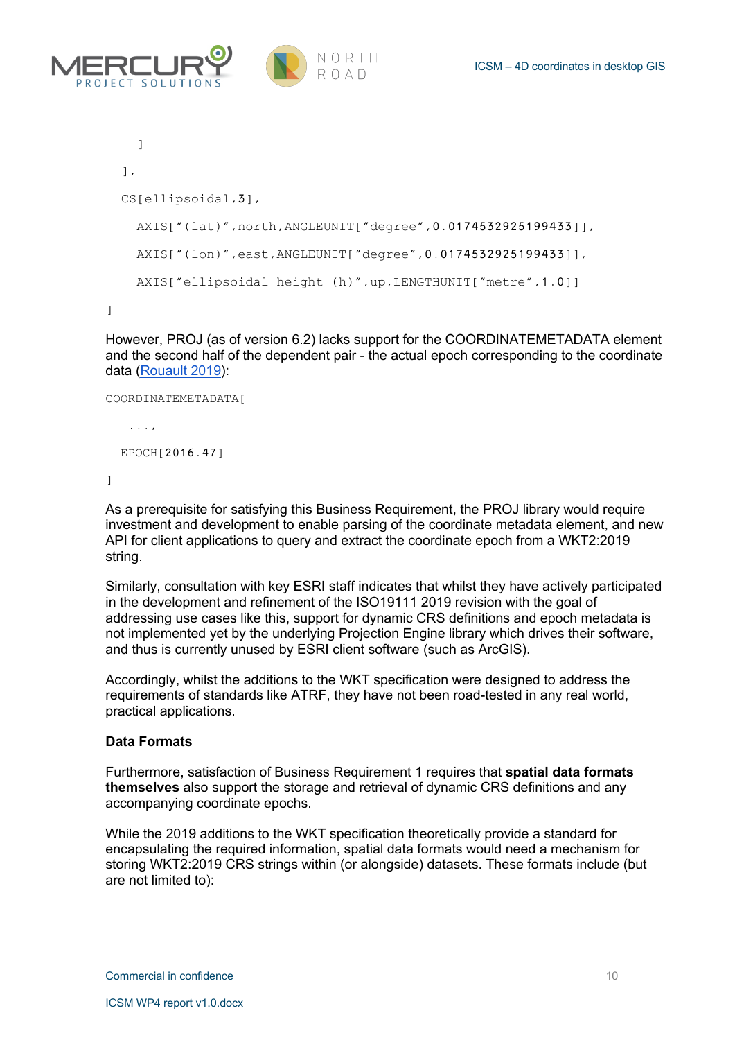```
      ]
    ],
    CS[ellipsoidal,3],
      AXIS["(lat)",north,ANGLEUNIT["degree",0.0174532925199433]],
      AXIS["(lon)",east,ANGLEUNIT["degree",0.0174532925199433]],
      AXIS["ellipsoidal height (h)",up,LENGTHUNIT["metre",1.0]]
]
```

However, PROJ (as of version 6.2) lacks support for the COORDINATEMETADATA element and the second half of the dependent pair - the actual epoch corresponding to the coordinate data (Rouault 2019):

```
COORDINATEMETADATA[
    ...,
  EPOCH[2016.47]
]
```

As a prerequisite for satisfying this Business Requirement, the PROJ library would require investment and development to enable parsing of the coordinate metadata element, and new API for client applications to query and extract the coordinate epoch from a WKT2:2019 string.

Similarly, consultation with key ESRI staff indicates that whilst they have actively participated in the development and refinement of the ISO19111 2019 revision with the goal of addressing use cases like this, support for dynamic CRS definitions and epoch metadata is not implemented yet by the underlying Projection Engine library which drives their software, and thus is currently unused by ESRI client software (such as ArcGIS).

Accordingly, whilst the additions to the WKT specification were designed to address the requirements of standards like ATRF, they have not been road-tested in any real world, practical applications.

**Data Formats**

Furthermore, satisfaction of Business Requirement 1 requires that **spatial data formats themselves** also support the storage and retrieval of dynamic CRS definitions and any accompanying coordinate epochs.

While the 2019 additions to the WKT specification theoretically provide a standard for encapsulating the required information, spatial data formats would need a mechanism for storing WKT2:2019 CRS strings within (or alongside) datasets. These formats include (but are not limited to):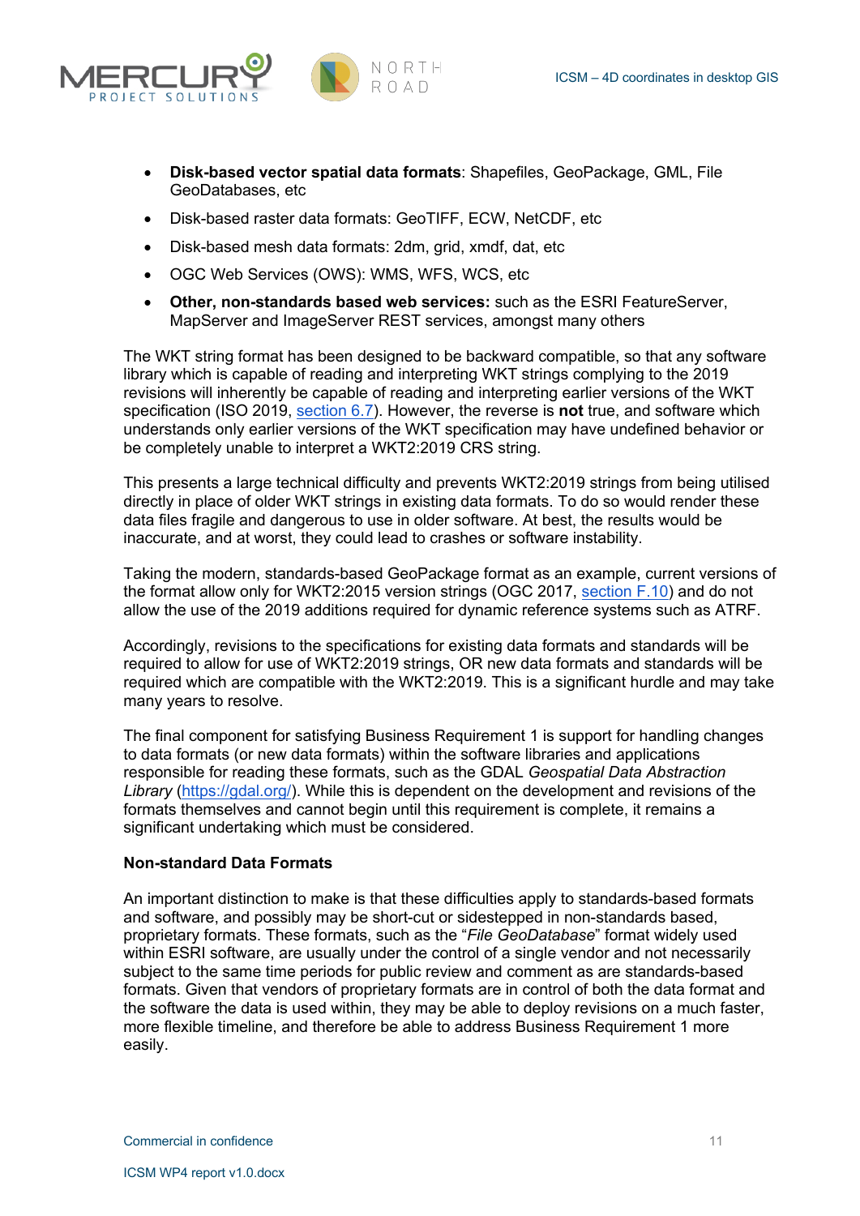- **Disk-based vector spatial data formats**: Shapefiles, GeoPackage, GML, File GeoDatabases, etc
- Disk-based raster data formats: GeoTIFF, ECW, NetCDF, etc
- Disk-based mesh data formats: 2dm, grid, xmdf, dat, etc
- OGC Web Services (OWS): WMS, WFS, WCS, etc
- **Other, non-standards based web services:** such as the ESRI FeatureServer, MapServer and ImageServer REST services, amongst many others

The WKT string format has been designed to be backward compatible, so that any software library which is capable of reading and interpreting WKT strings complying to the 2019 revisions will inherently be capable of reading and interpreting earlier versions of the WKT specification (ISO 2019, section 6.7). However, the reverse is **not** true, and software which understands only earlier versions of the WKT specification may have undefined behavior or be completely unable to interpret a WKT2:2019 CRS string.

This presents a large technical difficulty and prevents WKT2:2019 strings from being utilised directly in place of older WKT strings in existing data formats. To do so would render these data files fragile and dangerous to use in older software. At best, the results would be inaccurate, and at worst, they could lead to crashes or software instability.

Taking the modern, standards-based GeoPackage format as an example, current versions of the format allow only for WKT2:2015 version strings (OGC 2017, section F.10) and do not allow the use of the 2019 additions required for dynamic reference systems such as ATRF.

Accordingly, revisions to the specifications for existing data formats and standards will be required to allow for use of WKT2:2019 strings, OR new data formats and standards will be required which are compatible with the WKT2:2019. This is a significant hurdle and may take many years to resolve.

The final component for satisfying Business Requirement 1 is support for handling changes to data formats (or new data formats) within the software libraries and applications responsible for reading these formats, such as the GDAL *Geospatial Data Abstraction Library* (https://gdal.org/). While this is dependent on the development and revisions of the formats themselves and cannot begin until this requirement is complete, it remains a significant undertaking which must be considered.

**Non-standard Data Formats**

An important distinction to make is that these difficulties apply to standards-based formats and software, and possibly may be short-cut or sidestepped in non-standards based, proprietary formats. These formats, such as the "*File GeoDatabase*" format widely used within ESRI software, are usually under the control of a single vendor and not necessarily subject to the same time periods for public review and comment as are standards-based formats. Given that vendors of proprietary formats are in control of both the data format and the software the data is used within, they may be able to deploy revisions on a much faster, more flexible timeline, and therefore be able to address Business Requirement 1 more easily.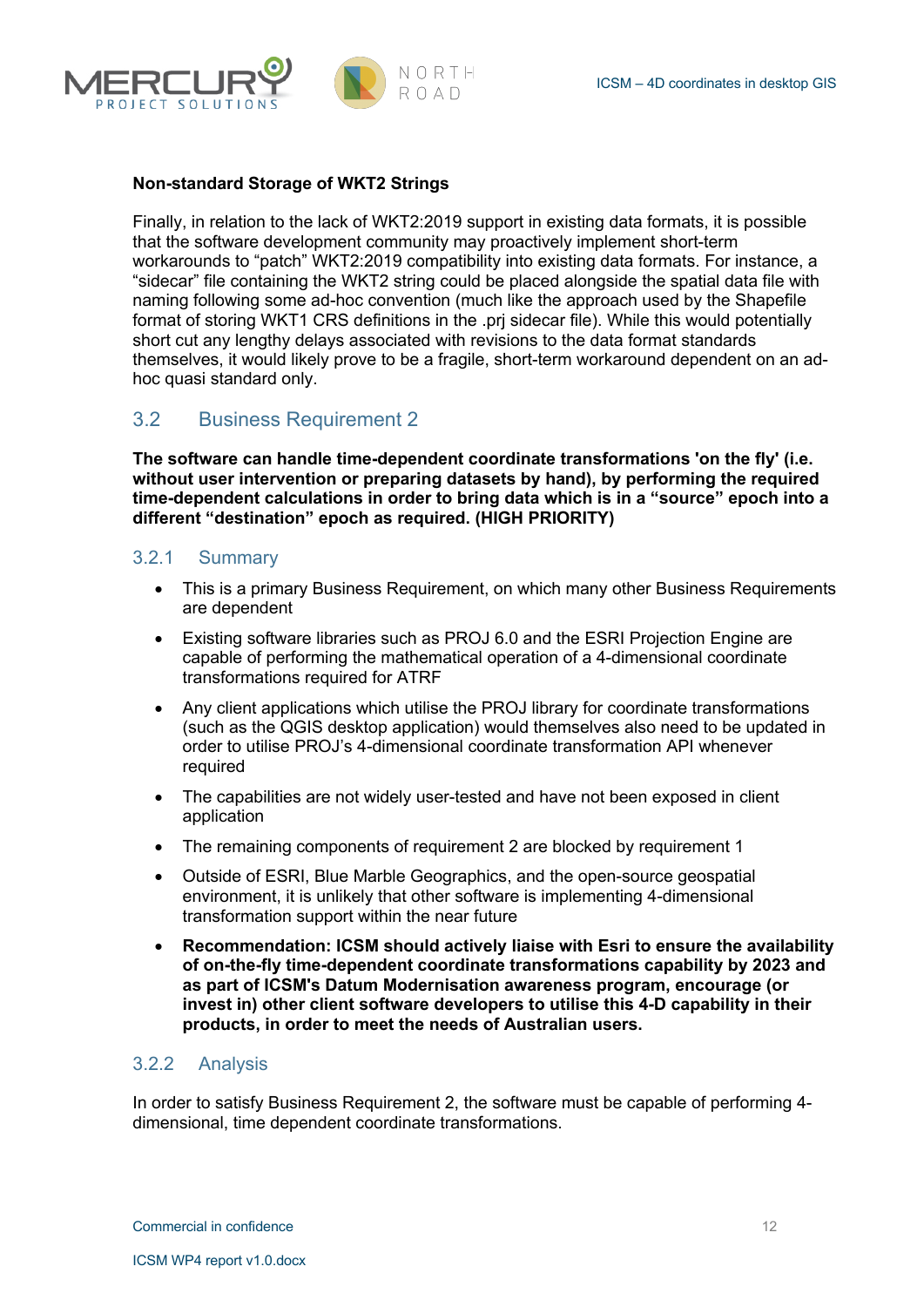**Non-standard Storage of WKT2 Strings**

Finally, in relation to the lack of WKT2:2019 support in existing data formats, it is possible that the software development community may proactively implement short-term workarounds to "patch" WKT2:2019 compatibility into existing data formats. For instance, a "sidecar" file containing the WKT2 string could be placed alongside the spatial data file with naming following some ad-hoc convention (much like the approach used by the Shapefile format of storing WKT1 CRS definitions in the .prj sidecar file). While this would potentially short cut any lengthy delays associated with revisions to the data format standards themselves, it would likely prove to be a fragile, short-term workaround dependent on an ad-hoc quasi standard only.

## 3.2 Business Requirement 2

**The software can handle time-dependent coordinate transformations 'on the fly' (i.e. without user intervention or preparing datasets by hand), by performing the required time-dependent calculations in order to bring data which is in a "source" epoch into a different "destination" epoch as required. (HIGH PRIORITY)**

### 3.2.1 Summary

- This is a primary Business Requirement, on which many other Business Requirements are dependent
- Existing software libraries such as PROJ 6.0 and the ESRI Projection Engine are capable of performing the mathematical operation of a 4-dimensional coordinate transformations required for ATRF
- Any client applications which utilise the PROJ library for coordinate transformations (such as the QGIS desktop application) would themselves also need to be updated in order to utilise PROJ's 4-dimensional coordinate transformation API whenever required
- The capabilities are not widely user-tested and have not been exposed in client application
- The remaining components of requirement 2 are blocked by requirement 1
- Outside of ESRI, Blue Marble Geographics, and the open-source geospatial environment, it is unlikely that other software is implementing 4-dimensional transformation support within the near future
- **Recommendation: ICSM should actively liaise with Esri to ensure the availability of on-the-fly time-dependent coordinate transformations capability by 2023 and as part of ICSM's Datum Modernisation awareness program, encourage (or invest in) other client software developers to utilise this 4-D capability in their products, in order to meet the needs of Australian users.**

### 3.2.2 Analysis

In order to satisfy Business Requirement 2, the software must be capable of performing 4-dimensional, time dependent coordinate transformations.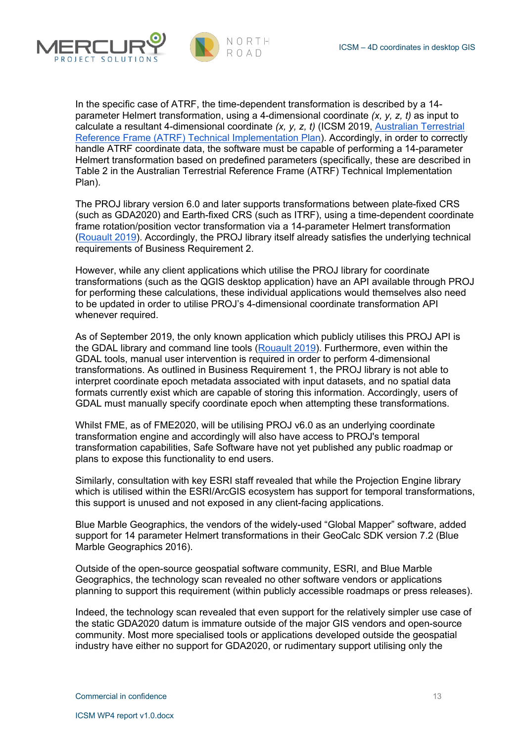In the specific case of ATRF, the time-dependent transformation is described by a 14-parameter Helmert transformation, using a 4-dimensional coordinate *(x, y, z, t)* as input to calculate a resultant 4-dimensional coordinate *(x, y, z, t)* (ICSM 2019, [Australian Terrestrial Reference Frame (ATRF) Technical Implementation Plan](#)). Accordingly, in order to correctly handle ATRF coordinate data, the software must be capable of performing a 14-parameter Helmert transformation based on predefined parameters (specifically, these are described in Table 2 in the Australian Terrestrial Reference Frame (ATRF) Technical Implementation Plan).

The PROJ library version 6.0 and later supports transformations between plate-fixed CRS (such as GDA2020) and Earth-fixed CRS (such as ITRF), using a time-dependent coordinate frame rotation/position vector transformation via a 14-parameter Helmert transformation ([Rouault 2019](#)). Accordingly, the PROJ library itself already satisfies the underlying technical requirements of Business Requirement 2.

However, while any client applications which utilise the PROJ library for coordinate transformations (such as the QGIS desktop application) have an API available through PROJ for performing these calculations, these individual applications would themselves also need to be updated in order to utilise PROJ's 4-dimensional coordinate transformation API whenever required.

As of September 2019, the only known application which publicly utilises this PROJ API is the GDAL library and command line tools ([Rouault 2019](#)). Furthermore, even within the GDAL tools, manual user intervention is required in order to perform 4-dimensional transformations. As outlined in Business Requirement 1, the PROJ library is not able to interpret coordinate epoch metadata associated with input datasets, and no spatial data formats currently exist which are capable of storing this information. Accordingly, users of GDAL must manually specify coordinate epoch when attempting these transformations.

Whilst FME, as of FME2020, will be utilising PROJ v6.0 as an underlying coordinate transformation engine and accordingly will also have access to PROJ's temporal transformation capabilities, Safe Software have not yet published any public roadmap or plans to expose this functionality to end users.

Similarly, consultation with key ESRI staff revealed that while the Projection Engine library which is utilised within the ESRI/ArcGIS ecosystem has support for temporal transformations, this support is unused and not exposed in any client-facing applications.

Blue Marble Geographics, the vendors of the widely-used "Global Mapper" software, added support for 14 parameter Helmert transformations in their GeoCalc SDK version 7.2 (Blue Marble Geographics 2016).

Outside of the open-source geospatial software community, ESRI, and Blue Marble Geographics, the technology scan revealed no other software vendors or applications planning to support this requirement (within publicly accessible roadmaps or press releases).

Indeed, the technology scan revealed that even support for the relatively simpler use case of the static GDA2020 datum is immature outside of the major GIS vendors and open-source community. Most more specialised tools or applications developed outside the geospatial industry have either no support for GDA2020, or rudimentary support utilising only the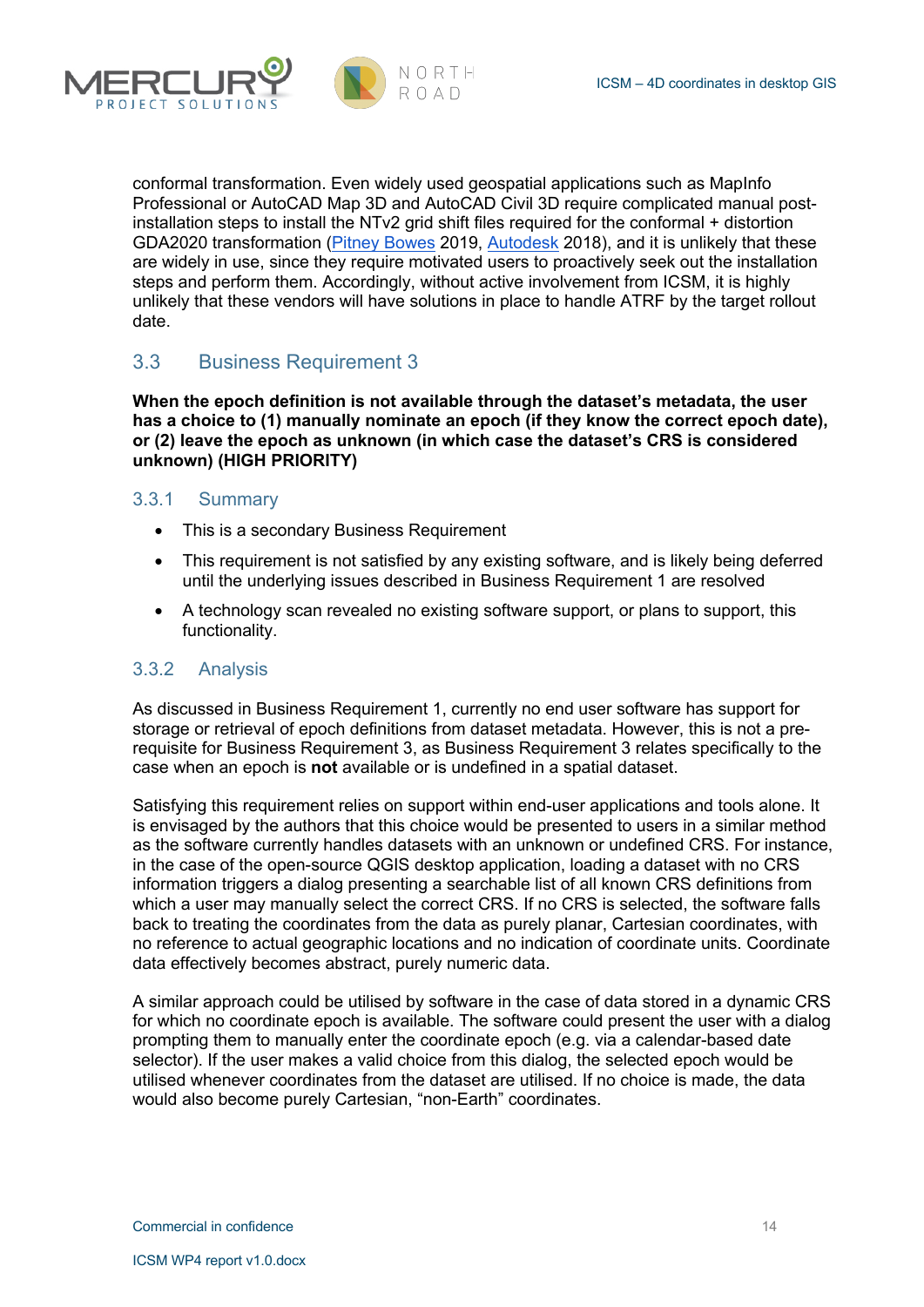conformal transformation. Even widely used geospatial applications such as MapInfo Professional or AutoCAD Map 3D and AutoCAD Civil 3D require complicated manual post-installation steps to install the NTv2 grid shift files required for the conformal + distortion GDA2020 transformation (Pitney Bowes 2019, Autodesk 2018), and it is unlikely that these are widely in use, since they require motivated users to proactively seek out the installation steps and perform them. Accordingly, without active involvement from ICSM, it is highly unlikely that these vendors will have solutions in place to handle ATRF by the target rollout date.

## 3.3 Business Requirement 3

**When the epoch definition is not available through the dataset's metadata, the user has a choice to (1) manually nominate an epoch (if they know the correct epoch date), or (2) leave the epoch as unknown (in which case the dataset's CRS is considered unknown) (HIGH PRIORITY)**

### 3.3.1 Summary

- This is a secondary Business Requirement
- This requirement is not satisfied by any existing software, and is likely being deferred until the underlying issues described in Business Requirement 1 are resolved
- A technology scan revealed no existing software support, or plans to support, this functionality.

### 3.3.2 Analysis

As discussed in Business Requirement 1, currently no end user software has support for storage or retrieval of epoch definitions from dataset metadata. However, this is not a pre-requisite for Business Requirement 3, as Business Requirement 3 relates specifically to the case when an epoch is **not** available or is undefined in a spatial dataset.

Satisfying this requirement relies on support within end-user applications and tools alone. It is envisaged by the authors that this choice would be presented to users in a similar method as the software currently handles datasets with an unknown or undefined CRS. For instance, in the case of the open-source QGIS desktop application, loading a dataset with no CRS information triggers a dialog presenting a searchable list of all known CRS definitions from which a user may manually select the correct CRS. If no CRS is selected, the software falls back to treating the coordinates from the data as purely planar, Cartesian coordinates, with no reference to actual geographic locations and no indication of coordinate units. Coordinate data effectively becomes abstract, purely numeric data.

A similar approach could be utilised by software in the case of data stored in a dynamic CRS for which no coordinate epoch is available. The software could present the user with a dialog prompting them to manually enter the coordinate epoch (e.g. via a calendar-based date selector). If the user makes a valid choice from this dialog, the selected epoch would be utilised whenever coordinates from the dataset are utilised. If no choice is made, the data would also become purely Cartesian, "non-Earth" coordinates.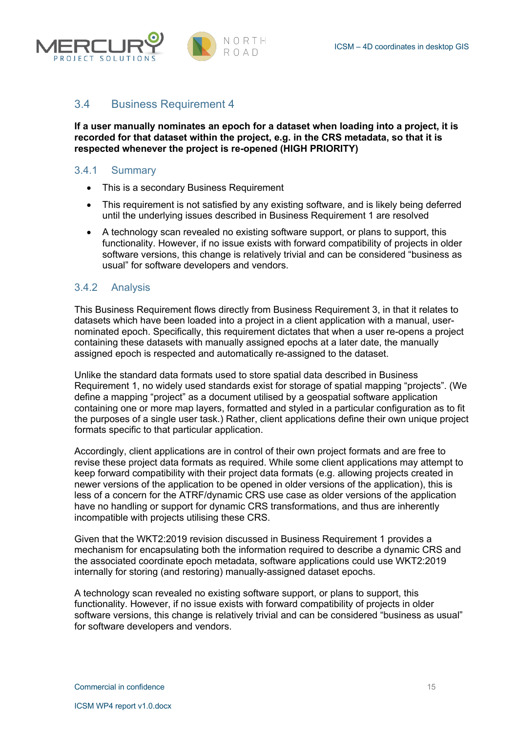## 3.4 Business Requirement 4

**If a user manually nominates an epoch for a dataset when loading into a project, it is recorded for that dataset within the project, e.g. in the CRS metadata, so that it is respected whenever the project is re-opened (HIGH PRIORITY)**

### 3.4.1 Summary

- This is a secondary Business Requirement
- This requirement is not satisfied by any existing software, and is likely being deferred until the underlying issues described in Business Requirement 1 are resolved
- A technology scan revealed no existing software support, or plans to support, this functionality. However, if no issue exists with forward compatibility of projects in older software versions, this change is relatively trivial and can be considered "business as usual" for software developers and vendors.

### 3.4.2 Analysis

This Business Requirement flows directly from Business Requirement 3, in that it relates to datasets which have been loaded into a project in a client application with a manual, user-nominated epoch. Specifically, this requirement dictates that when a user re-opens a project containing these datasets with manually assigned epochs at a later date, the manually assigned epoch is respected and automatically re-assigned to the dataset.

Unlike the standard data formats used to store spatial data described in Business Requirement 1, no widely used standards exist for storage of spatial mapping "projects". (We define a mapping "project" as a document utilised by a geospatial software application containing one or more map layers, formatted and styled in a particular configuration as to fit the purposes of a single user task.) Rather, client applications define their own unique project formats specific to that particular application.

Accordingly, client applications are in control of their own project formats and are free to revise these project data formats as required. While some client applications may attempt to keep forward compatibility with their project data formats (e.g. allowing projects created in newer versions of the application to be opened in older versions of the application), this is less of a concern for the ATRF/dynamic CRS use case as older versions of the application have no handling or support for dynamic CRS transformations, and thus are inherently incompatible with projects utilising these CRS.

Given that the WKT2:2019 revision discussed in Business Requirement 1 provides a mechanism for encapsulating both the information required to describe a dynamic CRS and the associated coordinate epoch metadata, software applications could use WKT2:2019 internally for storing (and restoring) manually-assigned dataset epochs.

A technology scan revealed no existing software support, or plans to support, this functionality. However, if no issue exists with forward compatibility of projects in older software versions, this change is relatively trivial and can be considered "business as usual" for software developers and vendors.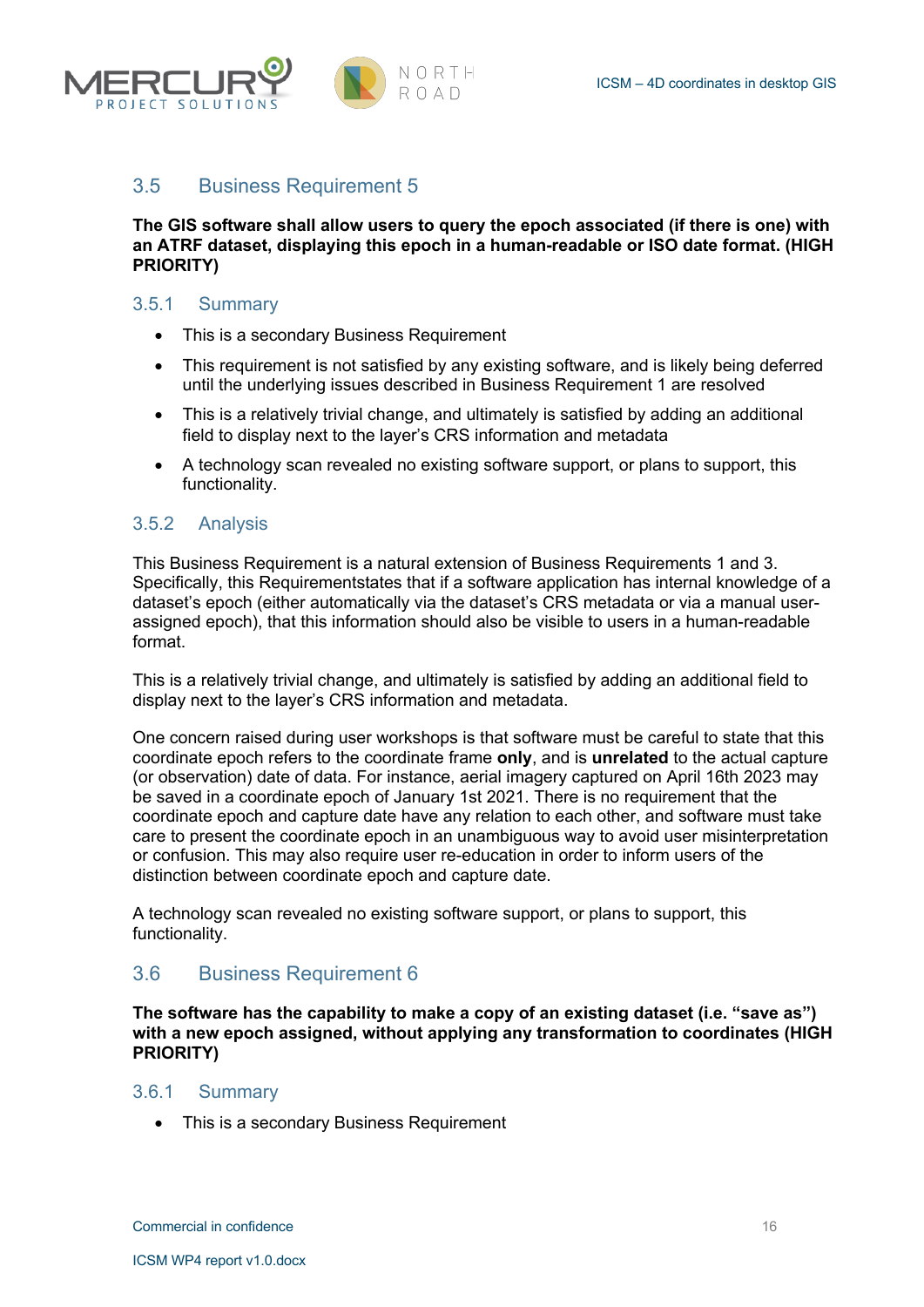## 3.5 Business Requirement 5

**The GIS software shall allow users to query the epoch associated (if there is one) with an ATRF dataset, displaying this epoch in a human-readable or ISO date format. (HIGH PRIORITY)**

### 3.5.1 Summary

- This is a secondary Business Requirement
- This requirement is not satisfied by any existing software, and is likely being deferred until the underlying issues described in Business Requirement 1 are resolved
- This is a relatively trivial change, and ultimately is satisfied by adding an additional field to display next to the layer's CRS information and metadata
- A technology scan revealed no existing software support, or plans to support, this functionality.

### 3.5.2 Analysis

This Business Requirement is a natural extension of Business Requirements 1 and 3. Specifically, this Requirementstates that if a software application has internal knowledge of a dataset's epoch (either automatically via the dataset's CRS metadata or via a manual user-assigned epoch), that this information should also be visible to users in a human-readable format.

This is a relatively trivial change, and ultimately is satisfied by adding an additional field to display next to the layer's CRS information and metadata.

One concern raised during user workshops is that software must be careful to state that this coordinate epoch refers to the coordinate frame **only**, and is **unrelated** to the actual capture (or observation) date of data. For instance, aerial imagery captured on April 16th 2023 may be saved in a coordinate epoch of January 1st 2021. There is no requirement that the coordinate epoch and capture date have any relation to each other, and software must take care to present the coordinate epoch in an unambiguous way to avoid user misinterpretation or confusion. This may also require user re-education in order to inform users of the distinction between coordinate epoch and capture date.

A technology scan revealed no existing software support, or plans to support, this functionality.

## 3.6 Business Requirement 6

**The software has the capability to make a copy of an existing dataset (i.e. "save as") with a new epoch assigned, without applying any transformation to coordinates (HIGH PRIORITY)**

### 3.6.1 Summary

- This is a secondary Business Requirement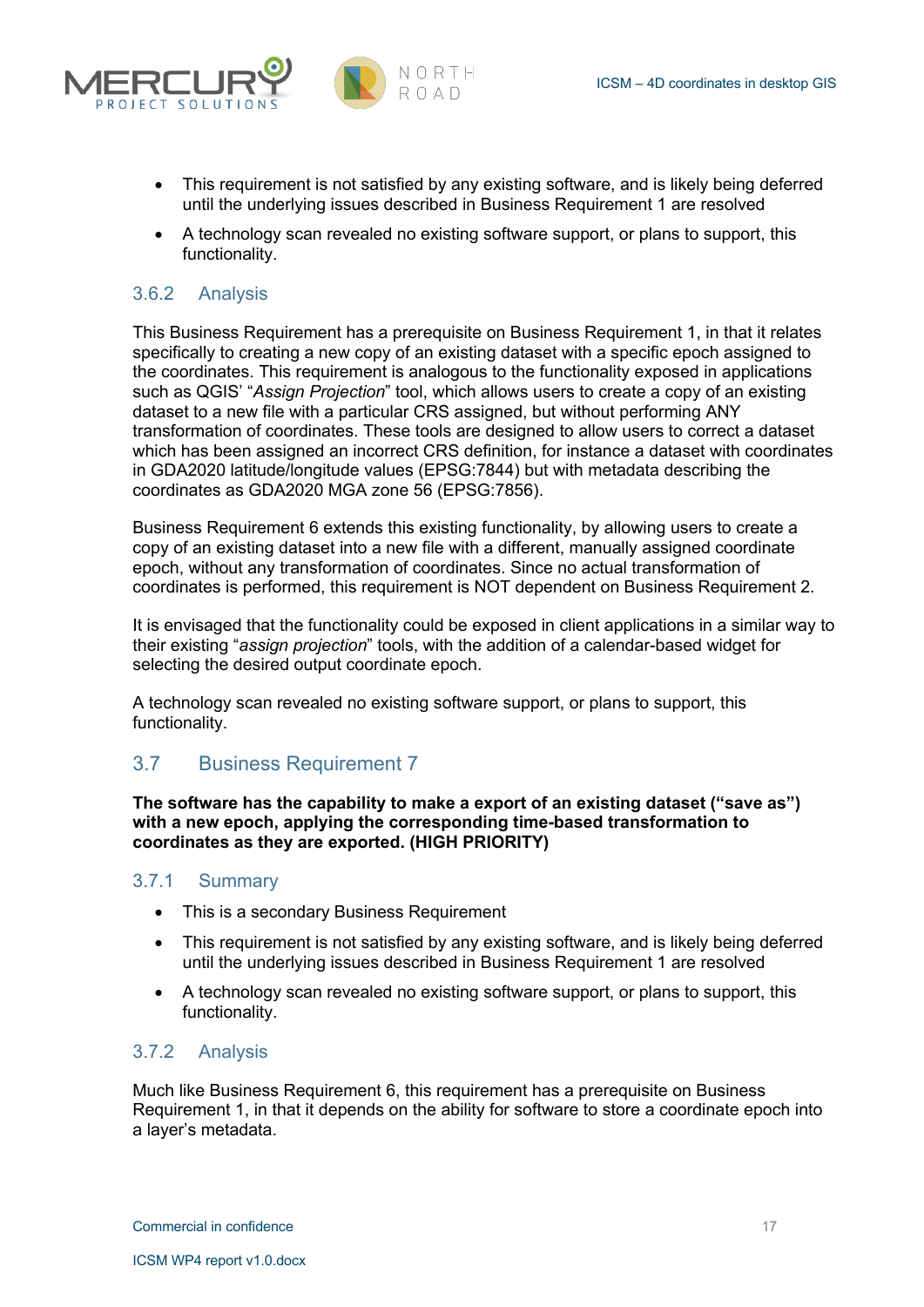- This requirement is not satisfied by any existing software, and is likely being deferred until the underlying issues described in Business Requirement 1 are resolved
- A technology scan revealed no existing software support, or plans to support, this functionality.

### 3.6.2 Analysis

This Business Requirement has a prerequisite on Business Requirement 1, in that it relates specifically to creating a new copy of an existing dataset with a specific epoch assigned to the coordinates. This requirement is analogous to the functionality exposed in applications such as QGIS' "*Assign Projection*" tool, which allows users to create a copy of an existing dataset to a new file with a particular CRS assigned, but without performing ANY transformation of coordinates. These tools are designed to allow users to correct a dataset which has been assigned an incorrect CRS definition, for instance a dataset with coordinates in GDA2020 latitude/longitude values (EPSG:7844) but with metadata describing the coordinates as GDA2020 MGA zone 56 (EPSG:7856).

Business Requirement 6 extends this existing functionality, by allowing users to create a copy of an existing dataset into a new file with a different, manually assigned coordinate epoch, without any transformation of coordinates. Since no actual transformation of coordinates is performed, this requirement is NOT dependent on Business Requirement 2.

It is envisaged that the functionality could be exposed in client applications in a similar way to their existing "*assign projection*" tools, with the addition of a calendar-based widget for selecting the desired output coordinate epoch.

A technology scan revealed no existing software support, or plans to support, this functionality.

## 3.7 Business Requirement 7

**The software has the capability to make a export of an existing dataset ("save as") with a new epoch, applying the corresponding time-based transformation to coordinates as they are exported. (HIGH PRIORITY)**

### 3.7.1 Summary

- This is a secondary Business Requirement
- This requirement is not satisfied by any existing software, and is likely being deferred until the underlying issues described in Business Requirement 1 are resolved
- A technology scan revealed no existing software support, or plans to support, this functionality.

### 3.7.2 Analysis

Much like Business Requirement 6, this requirement has a prerequisite on Business Requirement 1, in that it depends on the ability for software to store a coordinate epoch into a layer's metadata.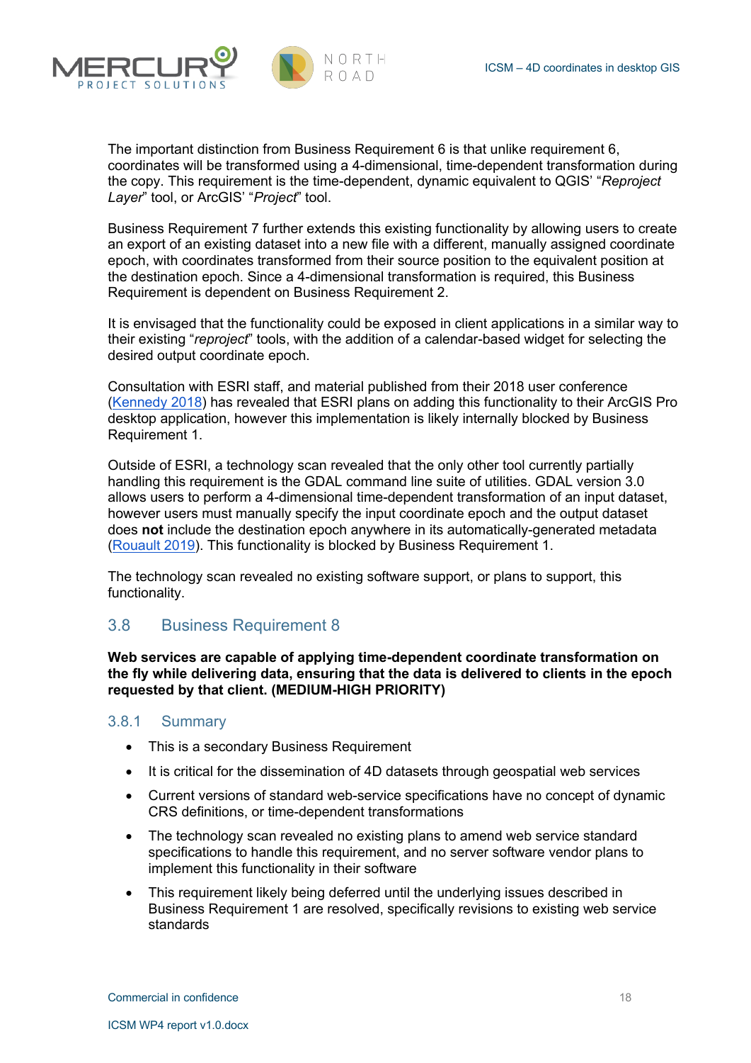The important distinction from Business Requirement 6 is that unlike requirement 6, coordinates will be transformed using a 4-dimensional, time-dependent transformation during the copy. This requirement is the time-dependent, dynamic equivalent to QGIS' "*Reproject Layer*" tool, or ArcGIS' "*Project*" tool.

Business Requirement 7 further extends this existing functionality by allowing users to create an export of an existing dataset into a new file with a different, manually assigned coordinate epoch, with coordinates transformed from their source position to the equivalent position at the destination epoch. Since a 4-dimensional transformation is required, this Business Requirement is dependent on Business Requirement 2.

It is envisaged that the functionality could be exposed in client applications in a similar way to their existing "*reproject*" tools, with the addition of a calendar-based widget for selecting the desired output coordinate epoch.

Consultation with ESRI staff, and material published from their 2018 user conference (Kennedy 2018) has revealed that ESRI plans on adding this functionality to their ArcGIS Pro desktop application, however this implementation is likely internally blocked by Business Requirement 1.

Outside of ESRI, a technology scan revealed that the only other tool currently partially handling this requirement is the GDAL command line suite of utilities. GDAL version 3.0 allows users to perform a 4-dimensional time-dependent transformation of an input dataset, however users must manually specify the input coordinate epoch and the output dataset does **not** include the destination epoch anywhere in its automatically-generated metadata (Rouault 2019). This functionality is blocked by Business Requirement 1.

The technology scan revealed no existing software support, or plans to support, this functionality.

## 3.8 Business Requirement 8

**Web services are capable of applying time-dependent coordinate transformation on the fly while delivering data, ensuring that the data is delivered to clients in the epoch requested by that client. (MEDIUM-HIGH PRIORITY)**

### 3.8.1 Summary

- This is a secondary Business Requirement
- It is critical for the dissemination of 4D datasets through geospatial web services
- Current versions of standard web-service specifications have no concept of dynamic CRS definitions, or time-dependent transformations
- The technology scan revealed no existing plans to amend web service standard specifications to handle this requirement, and no server software vendor plans to implement this functionality in their software
- This requirement likely being deferred until the underlying issues described in Business Requirement 1 are resolved, specifically revisions to existing web service standards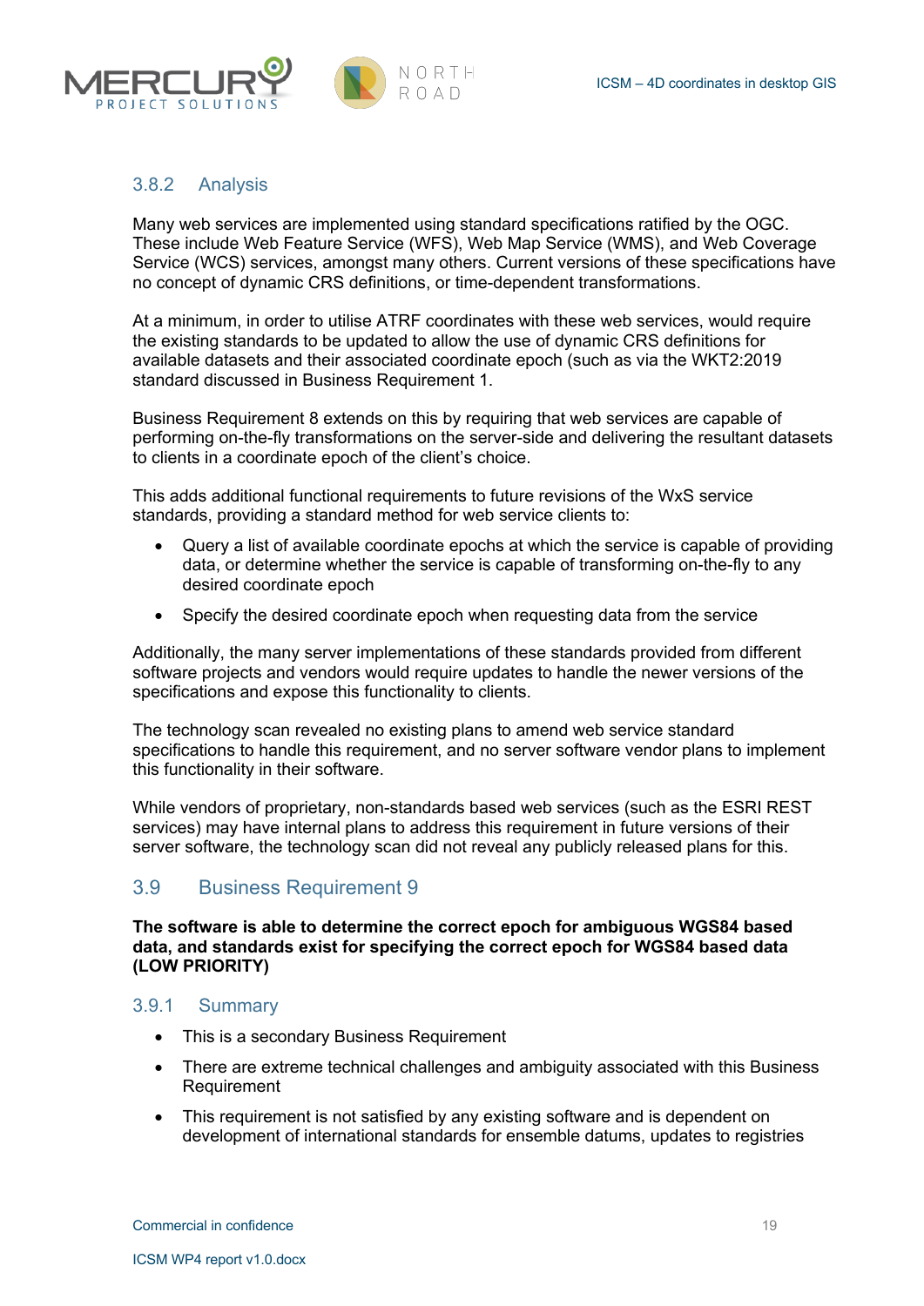### 3.8.2 Analysis

Many web services are implemented using standard specifications ratified by the OGC. These include Web Feature Service (WFS), Web Map Service (WMS), and Web Coverage Service (WCS) services, amongst many others. Current versions of these specifications have no concept of dynamic CRS definitions, or time-dependent transformations.

At a minimum, in order to utilise ATRF coordinates with these web services, would require the existing standards to be updated to allow the use of dynamic CRS definitions for available datasets and their associated coordinate epoch (such as via the WKT2:2019 standard discussed in Business Requirement 1.

Business Requirement 8 extends on this by requiring that web services are capable of performing on-the-fly transformations on the server-side and delivering the resultant datasets to clients in a coordinate epoch of the client's choice.

This adds additional functional requirements to future revisions of the WxS service standards, providing a standard method for web service clients to:

- Query a list of available coordinate epochs at which the service is capable of providing data, or determine whether the service is capable of transforming on-the-fly to any desired coordinate epoch
- Specify the desired coordinate epoch when requesting data from the service

Additionally, the many server implementations of these standards provided from different software projects and vendors would require updates to handle the newer versions of the specifications and expose this functionality to clients.

The technology scan revealed no existing plans to amend web service standard specifications to handle this requirement, and no server software vendor plans to implement this functionality in their software.

While vendors of proprietary, non-standards based web services (such as the ESRI REST services) may have internal plans to address this requirement in future versions of their server software, the technology scan did not reveal any publicly released plans for this.

## 3.9 Business Requirement 9

**The software is able to determine the correct epoch for ambiguous WGS84 based data, and standards exist for specifying the correct epoch for WGS84 based data (LOW PRIORITY)**

### 3.9.1 Summary

- This is a secondary Business Requirement
- There are extreme technical challenges and ambiguity associated with this Business Requirement
- This requirement is not satisfied by any existing software and is dependent on development of international standards for ensemble datums, updates to registries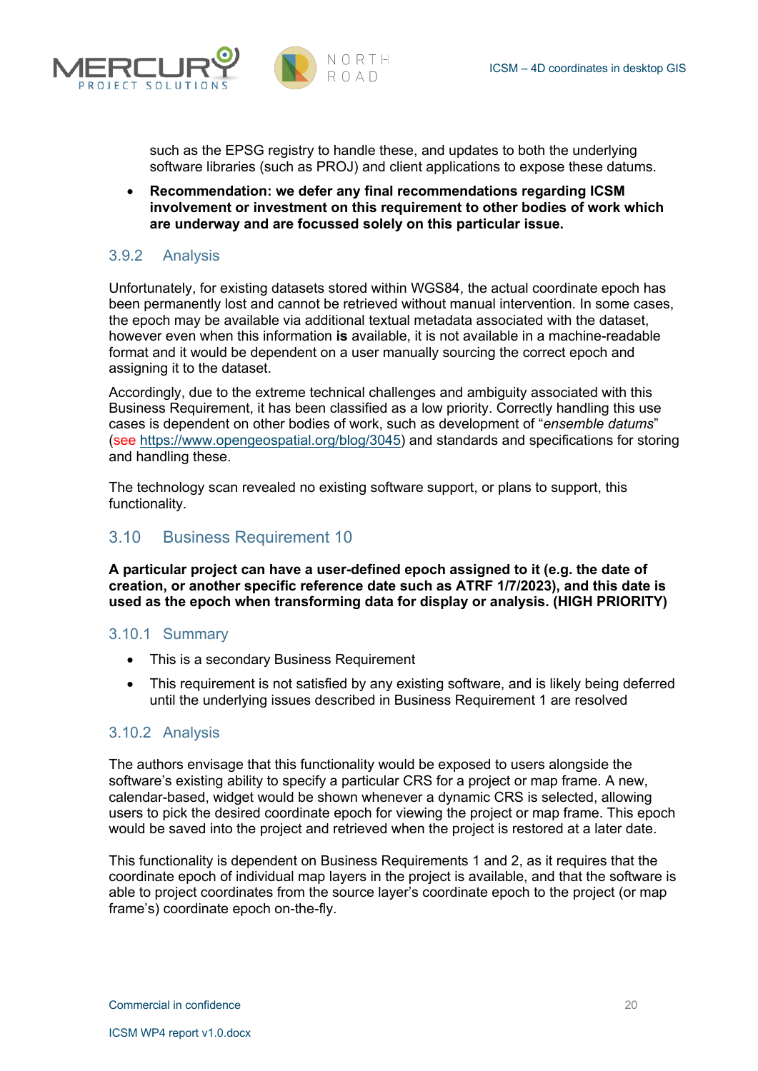such as the EPSG registry to handle these, and updates to both the underlying software libraries (such as PROJ) and client applications to expose these datums.

- **Recommendation: we defer any final recommendations regarding ICSM involvement or investment on this requirement to other bodies of work which are underway and are focussed solely on this particular issue.**

### 3.9.2 Analysis

Unfortunately, for existing datasets stored within WGS84, the actual coordinate epoch has been permanently lost and cannot be retrieved without manual intervention. In some cases, the epoch may be available via additional textual metadata associated with the dataset, however even when this information **is** available, it is not available in a machine-readable format and it would be dependent on a user manually sourcing the correct epoch and assigning it to the dataset.

Accordingly, due to the extreme technical challenges and ambiguity associated with this Business Requirement, it has been classified as a low priority. Correctly handling this use cases is dependent on other bodies of work, such as development of "*ensemble datums*" (see https://www.opengeospatial.org/blog/3045) and standards and specifications for storing and handling these.

The technology scan revealed no existing software support, or plans to support, this functionality.

## 3.10 Business Requirement 10

**A particular project can have a user-defined epoch assigned to it (e.g. the date of creation, or another specific reference date such as ATRF 1/7/2023), and this date is used as the epoch when transforming data for display or analysis. (HIGH PRIORITY)**

### 3.10.1 Summary

- This is a secondary Business Requirement
- This requirement is not satisfied by any existing software, and is likely being deferred until the underlying issues described in Business Requirement 1 are resolved

### 3.10.2 Analysis

The authors envisage that this functionality would be exposed to users alongside the software's existing ability to specify a particular CRS for a project or map frame. A new, calendar-based, widget would be shown whenever a dynamic CRS is selected, allowing users to pick the desired coordinate epoch for viewing the project or map frame. This epoch would be saved into the project and retrieved when the project is restored at a later date.

This functionality is dependent on Business Requirements 1 and 2, as it requires that the coordinate epoch of individual map layers in the project is available, and that the software is able to project coordinates from the source layer's coordinate epoch to the project (or map frame's) coordinate epoch on-the-fly.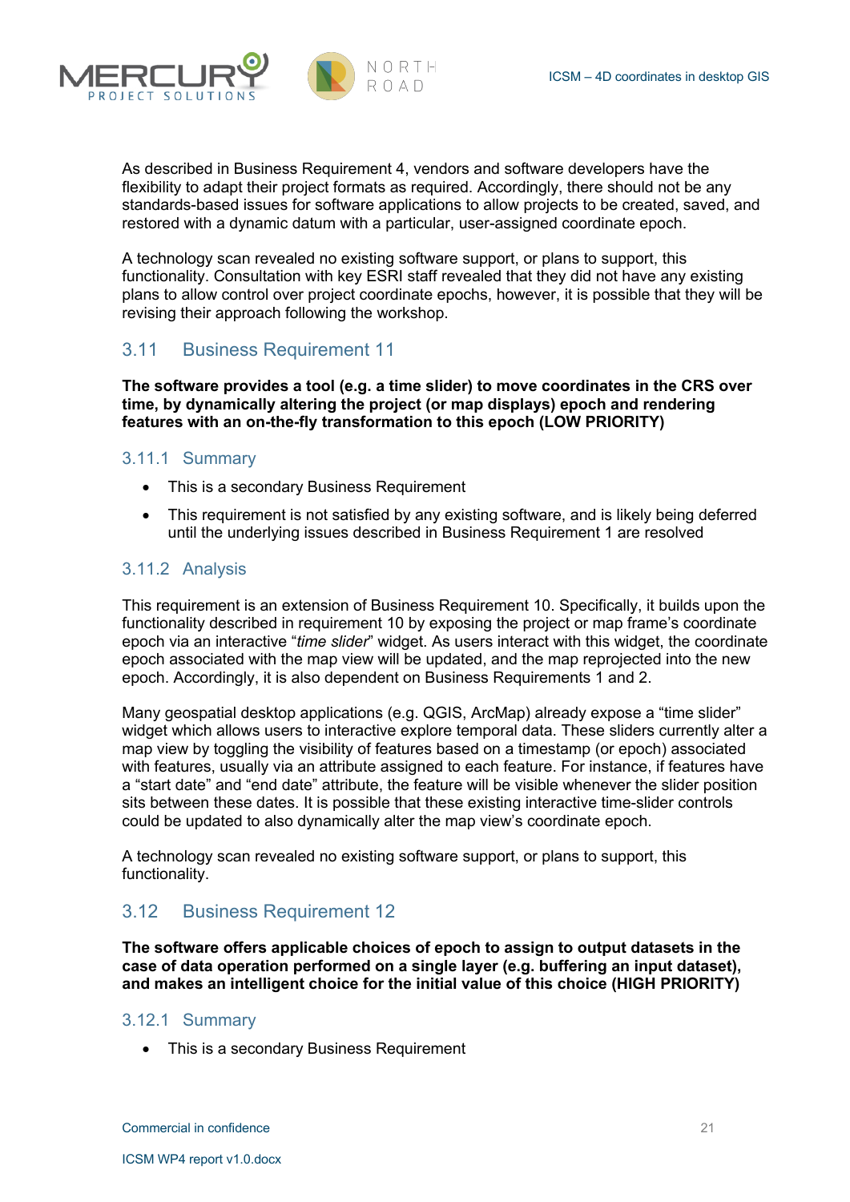As described in Business Requirement 4, vendors and software developers have the flexibility to adapt their project formats as required. Accordingly, there should not be any standards-based issues for software applications to allow projects to be created, saved, and restored with a dynamic datum with a particular, user-assigned coordinate epoch.

A technology scan revealed no existing software support, or plans to support, this functionality. Consultation with key ESRI staff revealed that they did not have any existing plans to allow control over project coordinate epochs, however, it is possible that they will be revising their approach following the workshop.

## 3.11 Business Requirement 11

**The software provides a tool (e.g. a time slider) to move coordinates in the CRS over time, by dynamically altering the project (or map displays) epoch and rendering features with an on-the-fly transformation to this epoch (LOW PRIORITY)**

### 3.11.1 Summary

- This is a secondary Business Requirement
- This requirement is not satisfied by any existing software, and is likely being deferred until the underlying issues described in Business Requirement 1 are resolved

### 3.11.2 Analysis

This requirement is an extension of Business Requirement 10. Specifically, it builds upon the functionality described in requirement 10 by exposing the project or map frame's coordinate epoch via an interactive "*time slider*" widget. As users interact with this widget, the coordinate epoch associated with the map view will be updated, and the map reprojected into the new epoch. Accordingly, it is also dependent on Business Requirements 1 and 2.

Many geospatial desktop applications (e.g. QGIS, ArcMap) already expose a "time slider" widget which allows users to interactive explore temporal data. These sliders currently alter a map view by toggling the visibility of features based on a timestamp (or epoch) associated with features, usually via an attribute assigned to each feature. For instance, if features have a "start date" and "end date" attribute, the feature will be visible whenever the slider position sits between these dates. It is possible that these existing interactive time-slider controls could be updated to also dynamically alter the map view's coordinate epoch.

A technology scan revealed no existing software support, or plans to support, this functionality.

## 3.12 Business Requirement 12

**The software offers applicable choices of epoch to assign to output datasets in the case of data operation performed on a single layer (e.g. buffering an input dataset), and makes an intelligent choice for the initial value of this choice (HIGH PRIORITY)**

### 3.12.1 Summary

- This is a secondary Business Requirement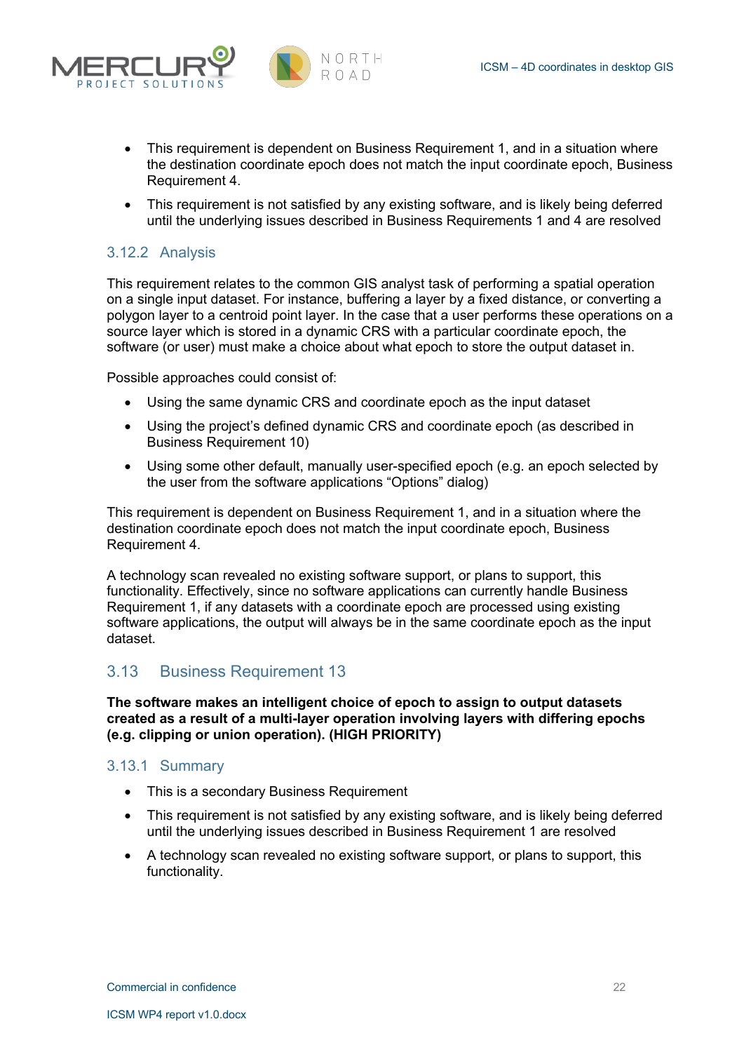- This requirement is dependent on Business Requirement 1, and in a situation where the destination coordinate epoch does not match the input coordinate epoch, Business Requirement 4.
- This requirement is not satisfied by any existing software, and is likely being deferred until the underlying issues described in Business Requirements 1 and 4 are resolved

### 3.12.2 Analysis

This requirement relates to the common GIS analyst task of performing a spatial operation on a single input dataset. For instance, buffering a layer by a fixed distance, or converting a polygon layer to a centroid point layer. In the case that a user performs these operations on a source layer which is stored in a dynamic CRS with a particular coordinate epoch, the software (or user) must make a choice about what epoch to store the output dataset in.

Possible approaches could consist of:

- Using the same dynamic CRS and coordinate epoch as the input dataset
- Using the project's defined dynamic CRS and coordinate epoch (as described in Business Requirement 10)
- Using some other default, manually user-specified epoch (e.g. an epoch selected by the user from the software applications "Options" dialog)

This requirement is dependent on Business Requirement 1, and in a situation where the destination coordinate epoch does not match the input coordinate epoch, Business Requirement 4.

A technology scan revealed no existing software support, or plans to support, this functionality. Effectively, since no software applications can currently handle Business Requirement 1, if any datasets with a coordinate epoch are processed using existing software applications, the output will always be in the same coordinate epoch as the input dataset.

## 3.13 Business Requirement 13

**The software makes an intelligent choice of epoch to assign to output datasets created as a result of a multi-layer operation involving layers with differing epochs (e.g. clipping or union operation). (HIGH PRIORITY)**

### 3.13.1 Summary

- This is a secondary Business Requirement
- This requirement is not satisfied by any existing software, and is likely being deferred until the underlying issues described in Business Requirement 1 are resolved
- A technology scan revealed no existing software support, or plans to support, this functionality.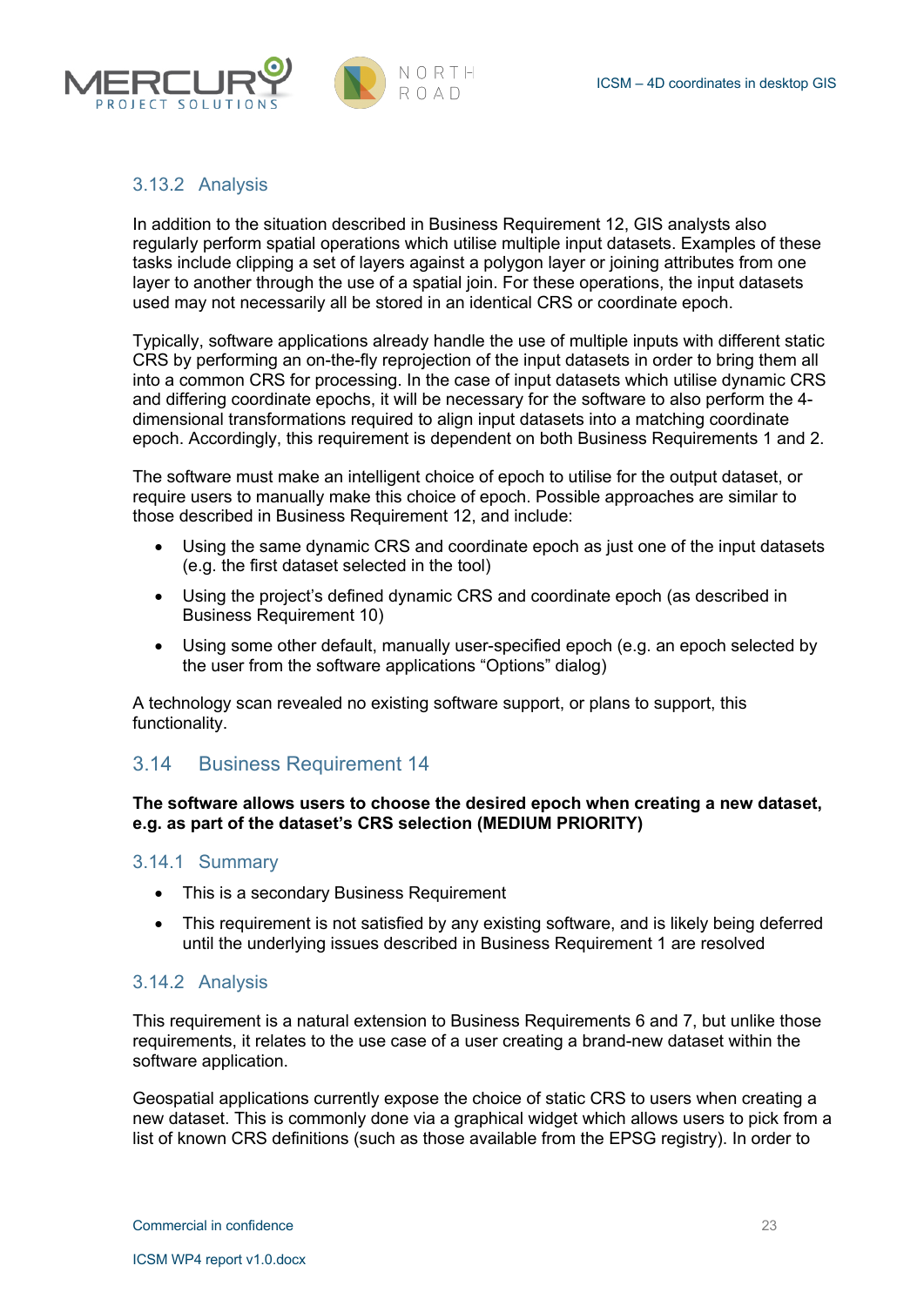### 3.13.2 Analysis

In addition to the situation described in Business Requirement 12, GIS analysts also regularly perform spatial operations which utilise multiple input datasets. Examples of these tasks include clipping a set of layers against a polygon layer or joining attributes from one layer to another through the use of a spatial join. For these operations, the input datasets used may not necessarily all be stored in an identical CRS or coordinate epoch.

Typically, software applications already handle the use of multiple inputs with different static CRS by performing an on-the-fly reprojection of the input datasets in order to bring them all into a common CRS for processing. In the case of input datasets which utilise dynamic CRS and differing coordinate epochs, it will be necessary for the software to also perform the 4-dimensional transformations required to align input datasets into a matching coordinate epoch. Accordingly, this requirement is dependent on both Business Requirements 1 and 2.

The software must make an intelligent choice of epoch to utilise for the output dataset, or require users to manually make this choice of epoch. Possible approaches are similar to those described in Business Requirement 12, and include:

- Using the same dynamic CRS and coordinate epoch as just one of the input datasets (e.g. the first dataset selected in the tool)
- Using the project's defined dynamic CRS and coordinate epoch (as described in Business Requirement 10)
- Using some other default, manually user-specified epoch (e.g. an epoch selected by the user from the software applications "Options" dialog)

A technology scan revealed no existing software support, or plans to support, this functionality.

## 3.14 Business Requirement 14

**The software allows users to choose the desired epoch when creating a new dataset, e.g. as part of the dataset's CRS selection (MEDIUM PRIORITY)**

### 3.14.1 Summary

- This is a secondary Business Requirement
- This requirement is not satisfied by any existing software, and is likely being deferred until the underlying issues described in Business Requirement 1 are resolved

### 3.14.2 Analysis

This requirement is a natural extension to Business Requirements 6 and 7, but unlike those requirements, it relates to the use case of a user creating a brand-new dataset within the software application.

Geospatial applications currently expose the choice of static CRS to users when creating a new dataset. This is commonly done via a graphical widget which allows users to pick from a list of known CRS definitions (such as those available from the EPSG registry). In order to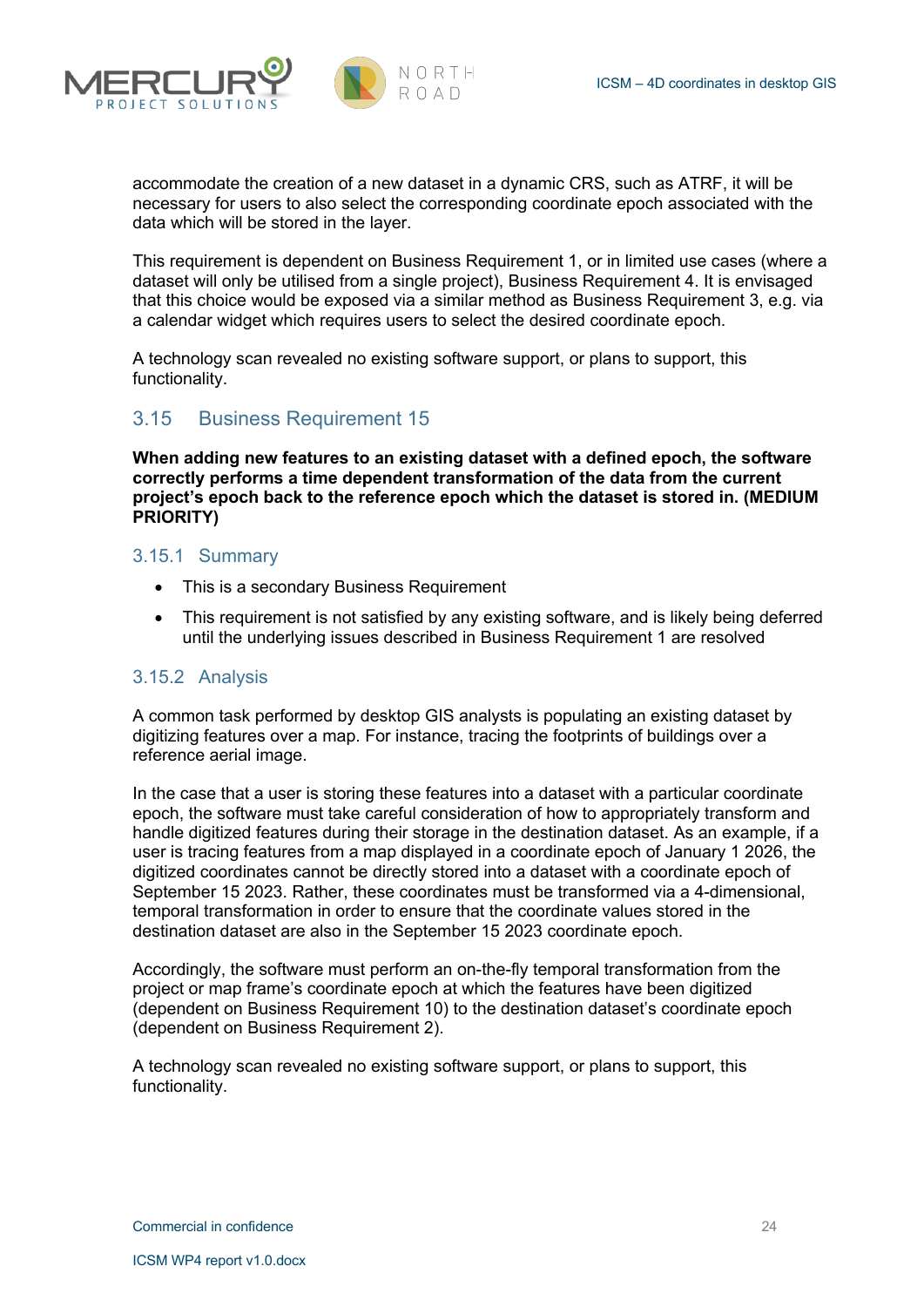accommodate the creation of a new dataset in a dynamic CRS, such as ATRF, it will be necessary for users to also select the corresponding coordinate epoch associated with the data which will be stored in the layer.

This requirement is dependent on Business Requirement 1, or in limited use cases (where a dataset will only be utilised from a single project), Business Requirement 4. It is envisaged that this choice would be exposed via a similar method as Business Requirement 3, e.g. via a calendar widget which requires users to select the desired coordinate epoch.

A technology scan revealed no existing software support, or plans to support, this functionality.

## 3.15 Business Requirement 15

**When adding new features to an existing dataset with a defined epoch, the software correctly performs a time dependent transformation of the data from the current project's epoch back to the reference epoch which the dataset is stored in. (MEDIUM PRIORITY)**

### 3.15.1 Summary

- This is a secondary Business Requirement
- This requirement is not satisfied by any existing software, and is likely being deferred until the underlying issues described in Business Requirement 1 are resolved

### 3.15.2 Analysis

A common task performed by desktop GIS analysts is populating an existing dataset by digitizing features over a map. For instance, tracing the footprints of buildings over a reference aerial image.

In the case that a user is storing these features into a dataset with a particular coordinate epoch, the software must take careful consideration of how to appropriately transform and handle digitized features during their storage in the destination dataset. As an example, if a user is tracing features from a map displayed in a coordinate epoch of January 1 2026, the digitized coordinates cannot be directly stored into a dataset with a coordinate epoch of September 15 2023. Rather, these coordinates must be transformed via a 4-dimensional, temporal transformation in order to ensure that the coordinate values stored in the destination dataset are also in the September 15 2023 coordinate epoch.

Accordingly, the software must perform an on-the-fly temporal transformation from the project or map frame's coordinate epoch at which the features have been digitized (dependent on Business Requirement 10) to the destination dataset's coordinate epoch (dependent on Business Requirement 2).

A technology scan revealed no existing software support, or plans to support, this functionality.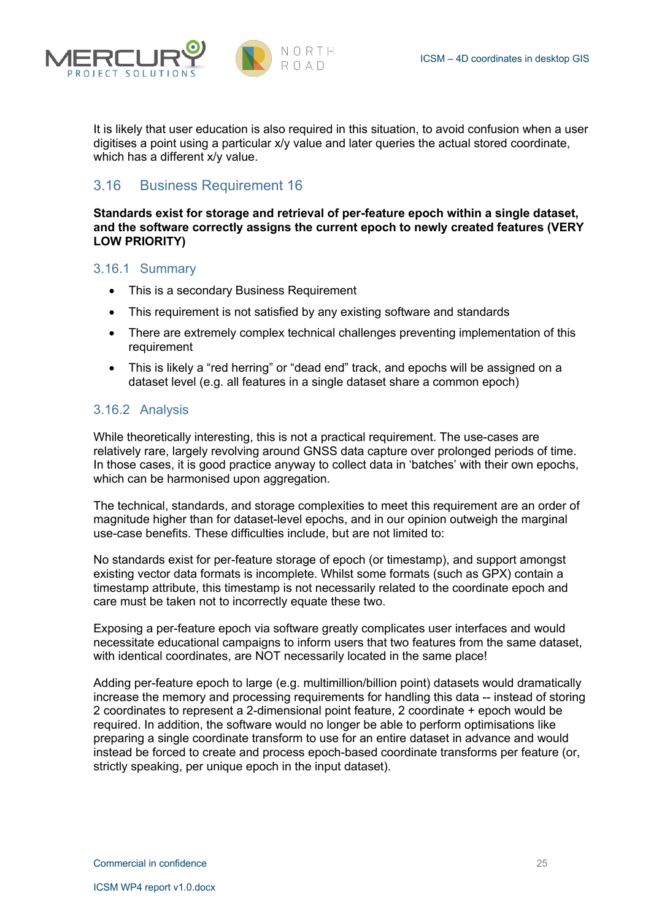It is likely that user education is also required in this situation, to avoid confusion when a user digitises a point using a particular x/y value and later queries the actual stored coordinate, which has a different x/y value.

## 3.16 Business Requirement 16

**Standards exist for storage and retrieval of per-feature epoch within a single dataset, and the software correctly assigns the current epoch to newly created features (VERY LOW PRIORITY)**

### 3.16.1 Summary

- This is a secondary Business Requirement
- This requirement is not satisfied by any existing software and standards
- There are extremely complex technical challenges preventing implementation of this requirement
- This is likely a "red herring" or "dead end" track, and epochs will be assigned on a dataset level (e.g. all features in a single dataset share a common epoch)

### 3.16.2 Analysis

While theoretically interesting, this is not a practical requirement. The use-cases are relatively rare, largely revolving around GNSS data capture over prolonged periods of time. In those cases, it is good practice anyway to collect data in 'batches' with their own epochs, which can be harmonised upon aggregation.

The technical, standards, and storage complexities to meet this requirement are an order of magnitude higher than for dataset-level epochs, and in our opinion outweigh the marginal use-case benefits. These difficulties include, but are not limited to:

No standards exist for per-feature storage of epoch (or timestamp), and support amongst existing vector data formats is incomplete. Whilst some formats (such as GPX) contain a timestamp attribute, this timestamp is not necessarily related to the coordinate epoch and care must be taken not to incorrectly equate these two.

Exposing a per-feature epoch via software greatly complicates user interfaces and would necessitate educational campaigns to inform users that two features from the same dataset, with identical coordinates, are NOT necessarily located in the same place!

Adding per-feature epoch to large (e.g. multimillion/billion point) datasets would dramatically increase the memory and processing requirements for handling this data -- instead of storing 2 coordinates to represent a 2-dimensional point feature, 2 coordinate + epoch would be required. In addition, the software would no longer be able to perform optimisations like preparing a single coordinate transform to use for an entire dataset in advance and would instead be forced to create and process epoch-based coordinate transforms per feature (or, strictly speaking, per unique epoch in the input dataset).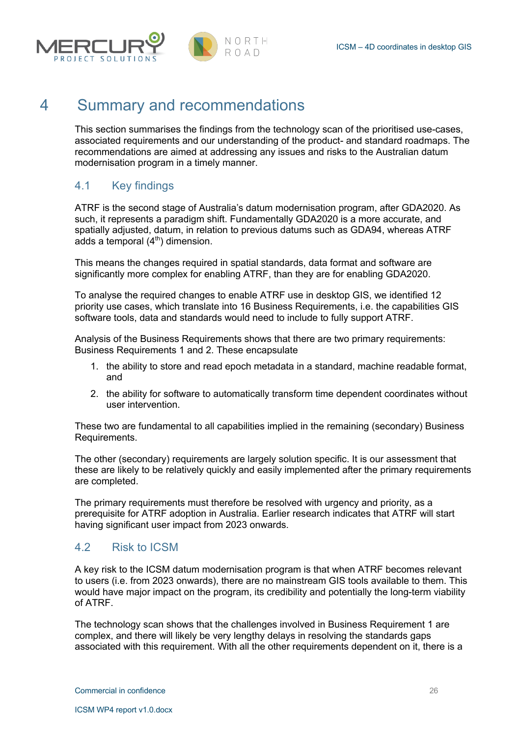# 4 Summary and recommendations

This section summarises the findings from the technology scan of the prioritised use-cases, associated requirements and our understanding of the product- and standard roadmaps. The recommendations are aimed at addressing any issues and risks to the Australian datum modernisation program in a timely manner.

## 4.1 Key findings

ATRF is the second stage of Australia's datum modernisation program, after GDA2020. As such, it represents a paradigm shift. Fundamentally GDA2020 is a more accurate, and spatially adjusted, datum, in relation to previous datums such as GDA94, whereas ATRF adds a temporal (4th) dimension.

This means the changes required in spatial standards, data format and software are significantly more complex for enabling ATRF, than they are for enabling GDA2020.

To analyse the required changes to enable ATRF use in desktop GIS, we identified 12 priority use cases, which translate into 16 Business Requirements, i.e. the capabilities GIS software tools, data and standards would need to include to fully support ATRF.

Analysis of the Business Requirements shows that there are two primary requirements: Business Requirements 1 and 2. These encapsulate

1. the ability to store and read epoch metadata in a standard, machine readable format, and
2. the ability for software to automatically transform time dependent coordinates without user intervention.

These two are fundamental to all capabilities implied in the remaining (secondary) Business Requirements.

The other (secondary) requirements are largely solution specific. It is our assessment that these are likely to be relatively quickly and easily implemented after the primary requirements are completed.

The primary requirements must therefore be resolved with urgency and priority, as a prerequisite for ATRF adoption in Australia. Earlier research indicates that ATRF will start having significant user impact from 2023 onwards.

## 4.2 Risk to ICSM

A key risk to the ICSM datum modernisation program is that when ATRF becomes relevant to users (i.e. from 2023 onwards), there are no mainstream GIS tools available to them. This would have major impact on the program, its credibility and potentially the long-term viability of ATRF.

The technology scan shows that the challenges involved in Business Requirement 1 are complex, and there will likely be very lengthy delays in resolving the standards gaps associated with this requirement. With all the other requirements dependent on it, there is a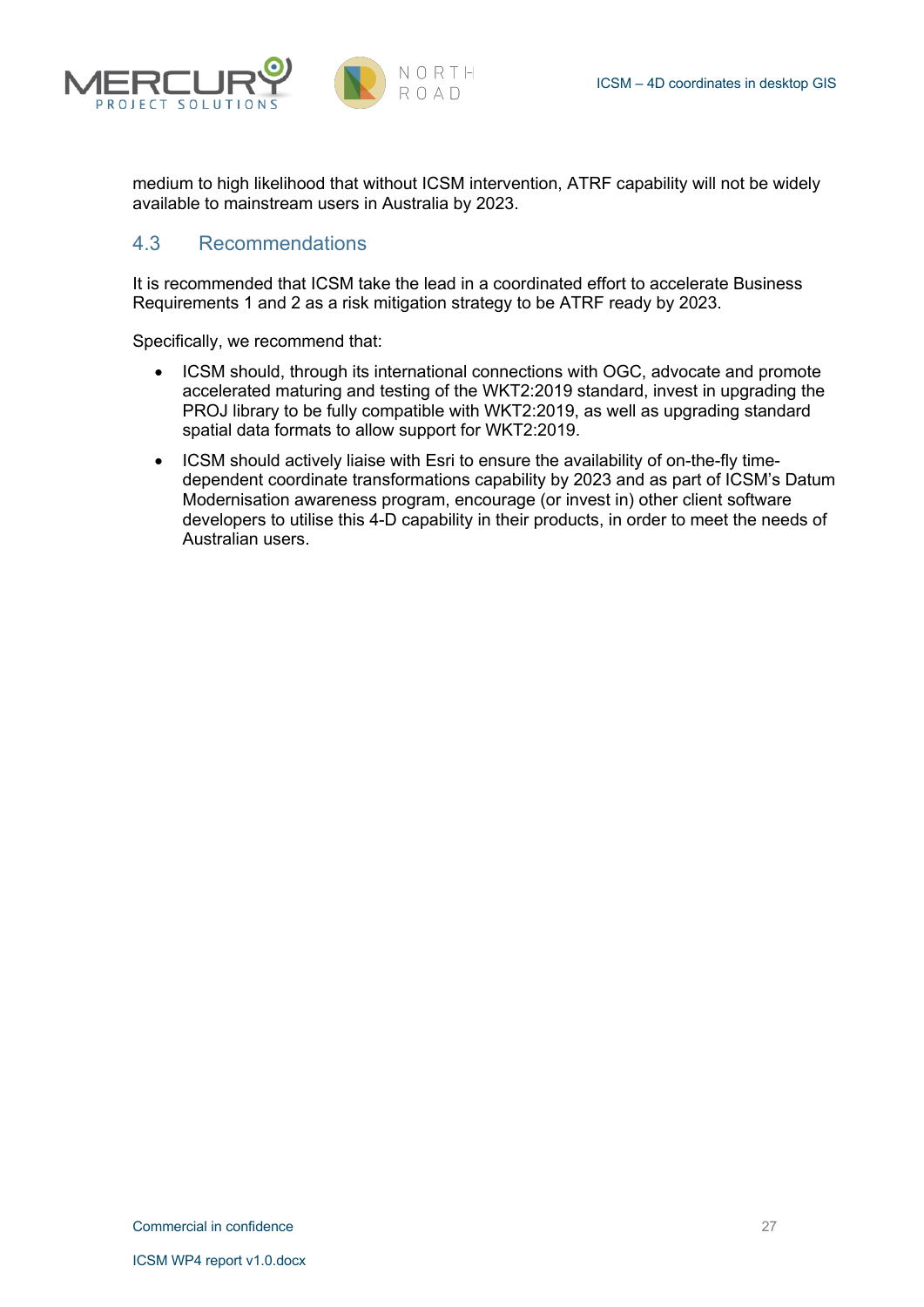medium to high likelihood that without ICSM intervention, ATRF capability will not be widely available to mainstream users in Australia by 2023.

## 4.3 Recommendations

It is recommended that ICSM take the lead in a coordinated effort to accelerate Business Requirements 1 and 2 as a risk mitigation strategy to be ATRF ready by 2023.

Specifically, we recommend that:

- ICSM should, through its international connections with OGC, advocate and promote accelerated maturing and testing of the WKT2:2019 standard, invest in upgrading the PROJ library to be fully compatible with WKT2:2019, as well as upgrading standard spatial data formats to allow support for WKT2:2019.
- ICSM should actively liaise with Esri to ensure the availability of on-the-fly time-dependent coordinate transformations capability by 2023 and as part of ICSM's Datum Modernisation awareness program, encourage (or invest in) other client software developers to utilise this 4-D capability in their products, in order to meet the needs of Australian users.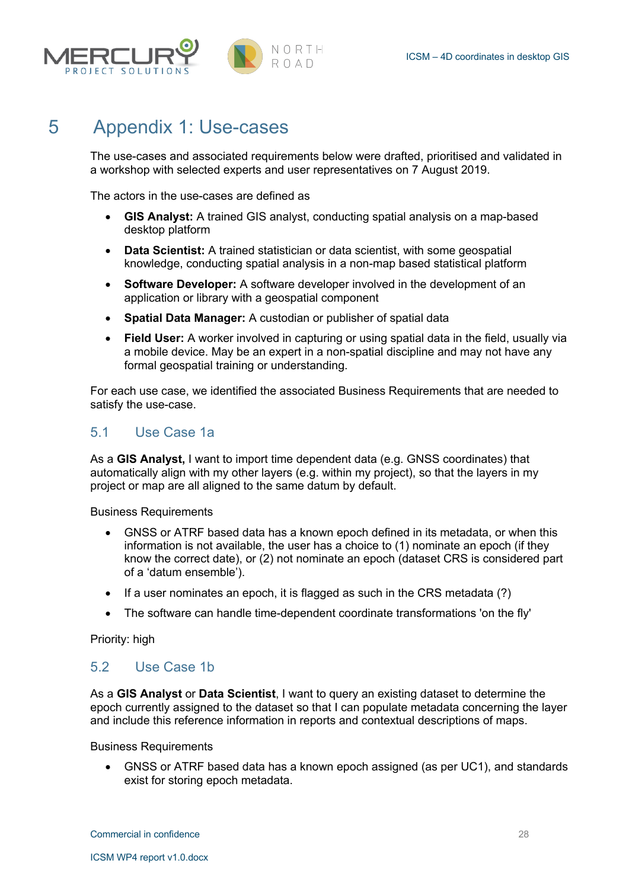# 5 Appendix 1: Use-cases

The use-cases and associated requirements below were drafted, prioritised and validated in a workshop with selected experts and user representatives on 7 August 2019.

The actors in the use-cases are defined as

- **GIS Analyst:** A trained GIS analyst, conducting spatial analysis on a map-based desktop platform
- **Data Scientist:** A trained statistician or data scientist, with some geospatial knowledge, conducting spatial analysis in a non-map based statistical platform
- **Software Developer:** A software developer involved in the development of an application or library with a geospatial component
- **Spatial Data Manager:** A custodian or publisher of spatial data
- **Field User:** A worker involved in capturing or using spatial data in the field, usually via a mobile device. May be an expert in a non-spatial discipline and may not have any formal geospatial training or understanding.

For each use case, we identified the associated Business Requirements that are needed to satisfy the use-case.

## 5.1 Use Case 1a

As a **GIS Analyst,** I want to import time dependent data (e.g. GNSS coordinates) that automatically align with my other layers (e.g. within my project), so that the layers in my project or map are all aligned to the same datum by default.

Business Requirements

- GNSS or ATRF based data has a known epoch defined in its metadata, or when this information is not available, the user has a choice to (1) nominate an epoch (if they know the correct date), or (2) not nominate an epoch (dataset CRS is considered part of a 'datum ensemble').
- If a user nominates an epoch, it is flagged as such in the CRS metadata (?)
- The software can handle time-dependent coordinate transformations 'on the fly'

Priority: high

## 5.2 Use Case 1b

As a **GIS Analyst** or **Data Scientist**, I want to query an existing dataset to determine the epoch currently assigned to the dataset so that I can populate metadata concerning the layer and include this reference information in reports and contextual descriptions of maps.

Business Requirements

- GNSS or ATRF based data has a known epoch assigned (as per UC1), and standards exist for storing epoch metadata.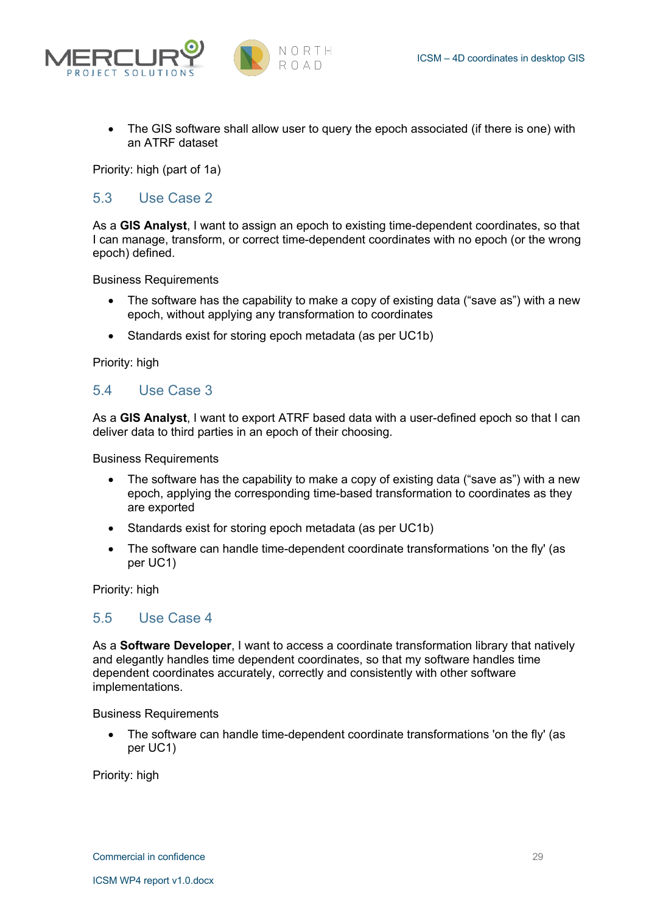- The GIS software shall allow user to query the epoch associated (if there is one) with an ATRF dataset

Priority: high (part of 1a)

## 5.3 Use Case 2

As a **GIS Analyst**, I want to assign an epoch to existing time-dependent coordinates, so that I can manage, transform, or correct time-dependent coordinates with no epoch (or the wrong epoch) defined.

Business Requirements

- The software has the capability to make a copy of existing data (“save as”) with a new epoch, without applying any transformation to coordinates
- Standards exist for storing epoch metadata (as per UC1b)

Priority: high

## 5.4 Use Case 3

As a **GIS Analyst**, I want to export ATRF based data with a user-defined epoch so that I can deliver data to third parties in an epoch of their choosing.

Business Requirements

- The software has the capability to make a copy of existing data (“save as”) with a new epoch, applying the corresponding time-based transformation to coordinates as they are exported
- Standards exist for storing epoch metadata (as per UC1b)
- The software can handle time-dependent coordinate transformations 'on the fly' (as per UC1)

Priority: high

## 5.5 Use Case 4

As a **Software Developer**, I want to access a coordinate transformation library that natively and elegantly handles time dependent coordinates, so that my software handles time dependent coordinates accurately, correctly and consistently with other software implementations.

Business Requirements

- The software can handle time-dependent coordinate transformations 'on the fly' (as per UC1)

Priority: high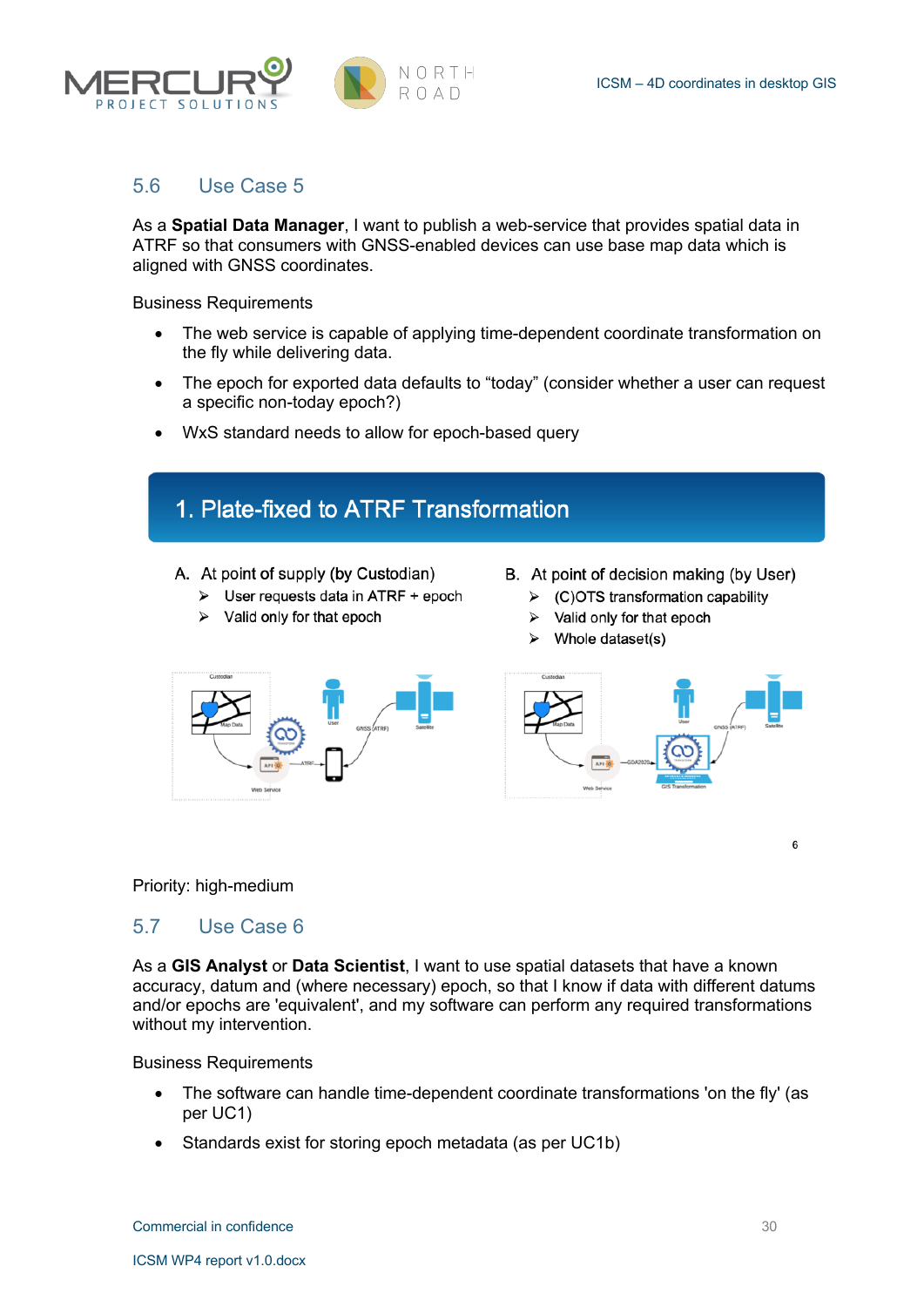## 5.6 Use Case 5

As a **Spatial Data Manager**, I want to publish a web-service that provides spatial data in ATRF so that consumers with GNSS-enabled devices can use base map data which is aligned with GNSS coordinates.

Business Requirements

- The web service is capable of applying time-dependent coordinate transformation on the fly while delivering data.
- The epoch for exported data defaults to "today" (consider whether a user can request a specific non-today epoch?)
- WxS standard needs to allow for epoch-based query

**1. Plate-fixed to ATRF Transformation**

A. At point of supply (by Custodian)
  - User requests data in ATRF + epoch
  - Valid only for that epoch

B. At point of decision making (by User)
  - (C)OTS transformation capability
  - Valid only for that epoch
  - Whole dataset(s)

Priority: high-medium

## 5.7 Use Case 6

As a **GIS Analyst** or **Data Scientist**, I want to use spatial datasets that have a known accuracy, datum and (where necessary) epoch, so that I know if data with different datums and/or epochs are 'equivalent', and my software can perform any required transformations without my intervention.

Business Requirements

- The software can handle time-dependent coordinate transformations 'on the fly' (as per UC1)
- Standards exist for storing epoch metadata (as per UC1b)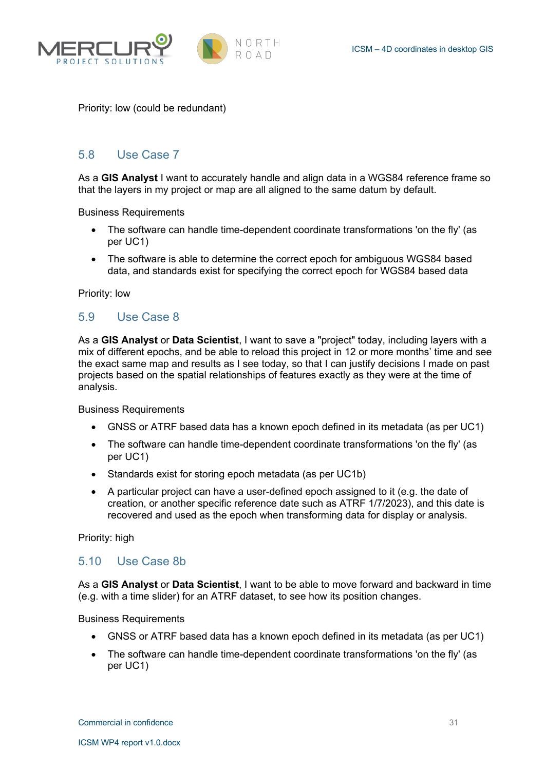Priority: low (could be redundant)

## 5.8 Use Case 7

As a **GIS Analyst** I want to accurately handle and align data in a WGS84 reference frame so that the layers in my project or map are all aligned to the same datum by default.

Business Requirements

- The software can handle time-dependent coordinate transformations 'on the fly' (as per UC1)
- The software is able to determine the correct epoch for ambiguous WGS84 based data, and standards exist for specifying the correct epoch for WGS84 based data

Priority: low

## 5.9 Use Case 8

As a **GIS Analyst** or **Data Scientist**, I want to save a "project" today, including layers with a mix of different epochs, and be able to reload this project in 12 or more months' time and see the exact same map and results as I see today, so that I can justify decisions I made on past projects based on the spatial relationships of features exactly as they were at the time of analysis.

Business Requirements

- GNSS or ATRF based data has a known epoch defined in its metadata (as per UC1)
- The software can handle time-dependent coordinate transformations 'on the fly' (as per UC1)
- Standards exist for storing epoch metadata (as per UC1b)
- A particular project can have a user-defined epoch assigned to it (e.g. the date of creation, or another specific reference date such as ATRF 1/7/2023), and this date is recovered and used as the epoch when transforming data for display or analysis.

Priority: high

## 5.10 Use Case 8b

As a **GIS Analyst** or **Data Scientist**, I want to be able to move forward and backward in time (e.g. with a time slider) for an ATRF dataset, to see how its position changes.

Business Requirements

- GNSS or ATRF based data has a known epoch defined in its metadata (as per UC1)
- The software can handle time-dependent coordinate transformations 'on the fly' (as per UC1)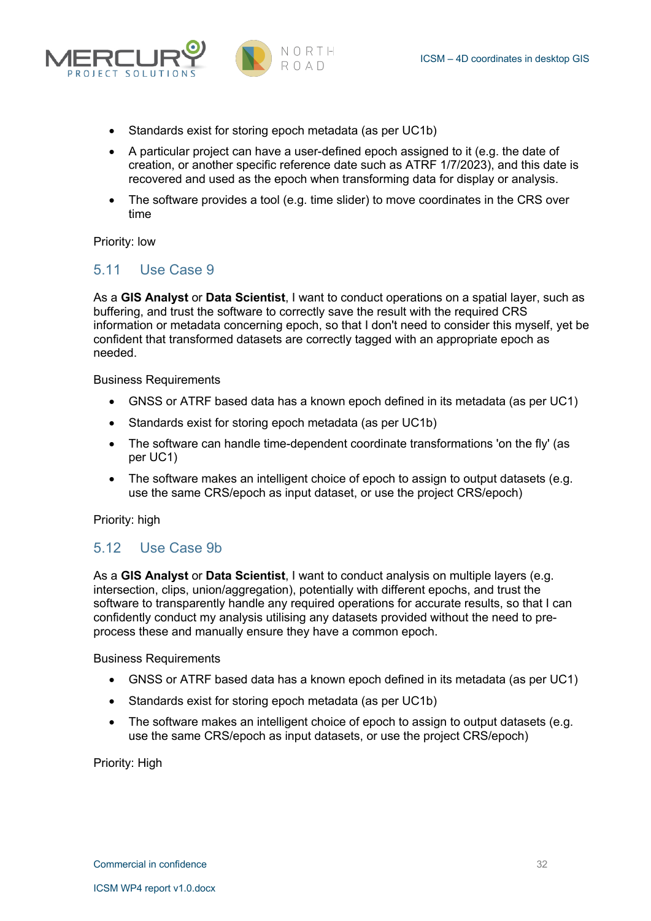- Standards exist for storing epoch metadata (as per UC1b)
- A particular project can have a user-defined epoch assigned to it (e.g. the date of creation, or another specific reference date such as ATRF 1/7/2023), and this date is recovered and used as the epoch when transforming data for display or analysis.
- The software provides a tool (e.g. time slider) to move coordinates in the CRS over time

Priority: low

## 5.11 Use Case 9

As a **GIS Analyst** or **Data Scientist**, I want to conduct operations on a spatial layer, such as buffering, and trust the software to correctly save the result with the required CRS information or metadata concerning epoch, so that I don't need to consider this myself, yet be confident that transformed datasets are correctly tagged with an appropriate epoch as needed.

Business Requirements

- GNSS or ATRF based data has a known epoch defined in its metadata (as per UC1)
- Standards exist for storing epoch metadata (as per UC1b)
- The software can handle time-dependent coordinate transformations 'on the fly' (as per UC1)
- The software makes an intelligent choice of epoch to assign to output datasets (e.g. use the same CRS/epoch as input dataset, or use the project CRS/epoch)

Priority: high

## 5.12 Use Case 9b

As a **GIS Analyst** or **Data Scientist**, I want to conduct analysis on multiple layers (e.g. intersection, clips, union/aggregation), potentially with different epochs, and trust the software to transparently handle any required operations for accurate results, so that I can confidently conduct my analysis utilising any datasets provided without the need to pre-process these and manually ensure they have a common epoch.

Business Requirements

- GNSS or ATRF based data has a known epoch defined in its metadata (as per UC1)
- Standards exist for storing epoch metadata (as per UC1b)
- The software makes an intelligent choice of epoch to assign to output datasets (e.g. use the same CRS/epoch as input datasets, or use the project CRS/epoch)

Priority: High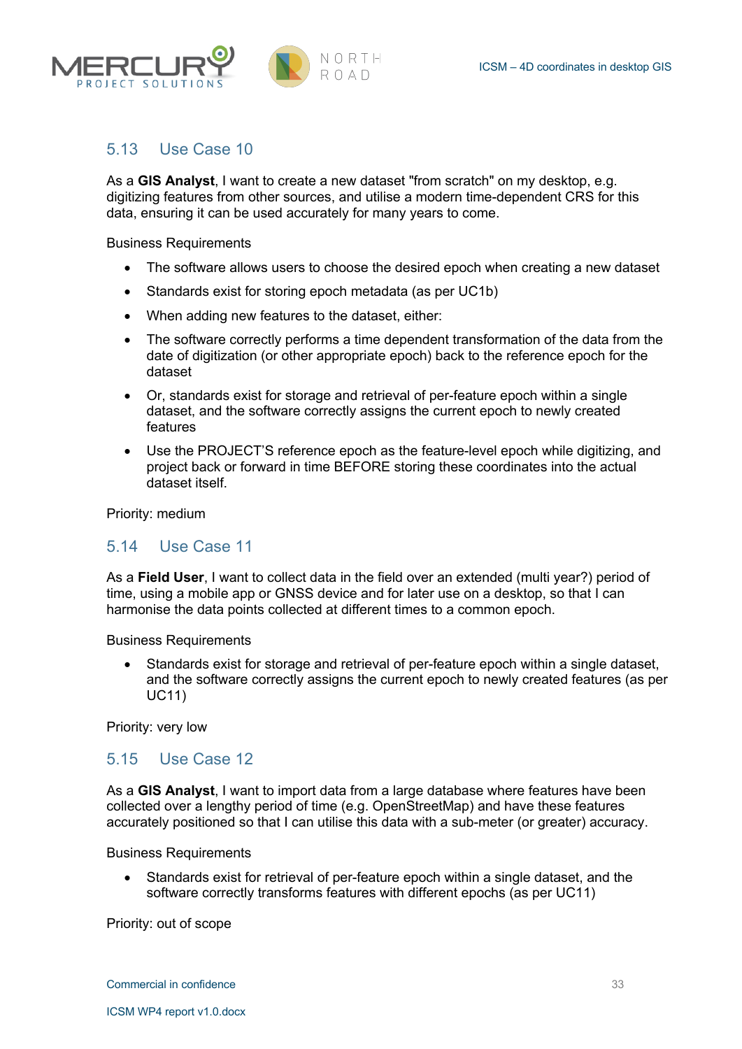## 5.13 Use Case 10

As a **GIS Analyst**, I want to create a new dataset "from scratch" on my desktop, e.g. digitizing features from other sources, and utilise a modern time-dependent CRS for this data, ensuring it can be used accurately for many years to come.

Business Requirements

- The software allows users to choose the desired epoch when creating a new dataset
- Standards exist for storing epoch metadata (as per UC1b)
- When adding new features to the dataset, either:
- The software correctly performs a time dependent transformation of the data from the date of digitization (or other appropriate epoch) back to the reference epoch for the dataset
- Or, standards exist for storage and retrieval of per-feature epoch within a single dataset, and the software correctly assigns the current epoch to newly created features
- Use the PROJECT'S reference epoch as the feature-level epoch while digitizing, and project back or forward in time BEFORE storing these coordinates into the actual dataset itself.

Priority: medium

## 5.14 Use Case 11

As a **Field User**, I want to collect data in the field over an extended (multi year?) period of time, using a mobile app or GNSS device and for later use on a desktop, so that I can harmonise the data points collected at different times to a common epoch.

Business Requirements

- Standards exist for storage and retrieval of per-feature epoch within a single dataset, and the software correctly assigns the current epoch to newly created features (as per UC11)

Priority: very low

## 5.15 Use Case 12

As a **GIS Analyst**, I want to import data from a large database where features have been collected over a lengthy period of time (e.g. OpenStreetMap) and have these features accurately positioned so that I can utilise this data with a sub-meter (or greater) accuracy.

Business Requirements

- Standards exist for retrieval of per-feature epoch within a single dataset, and the software correctly transforms features with different epochs (as per UC11)

Priority: out of scope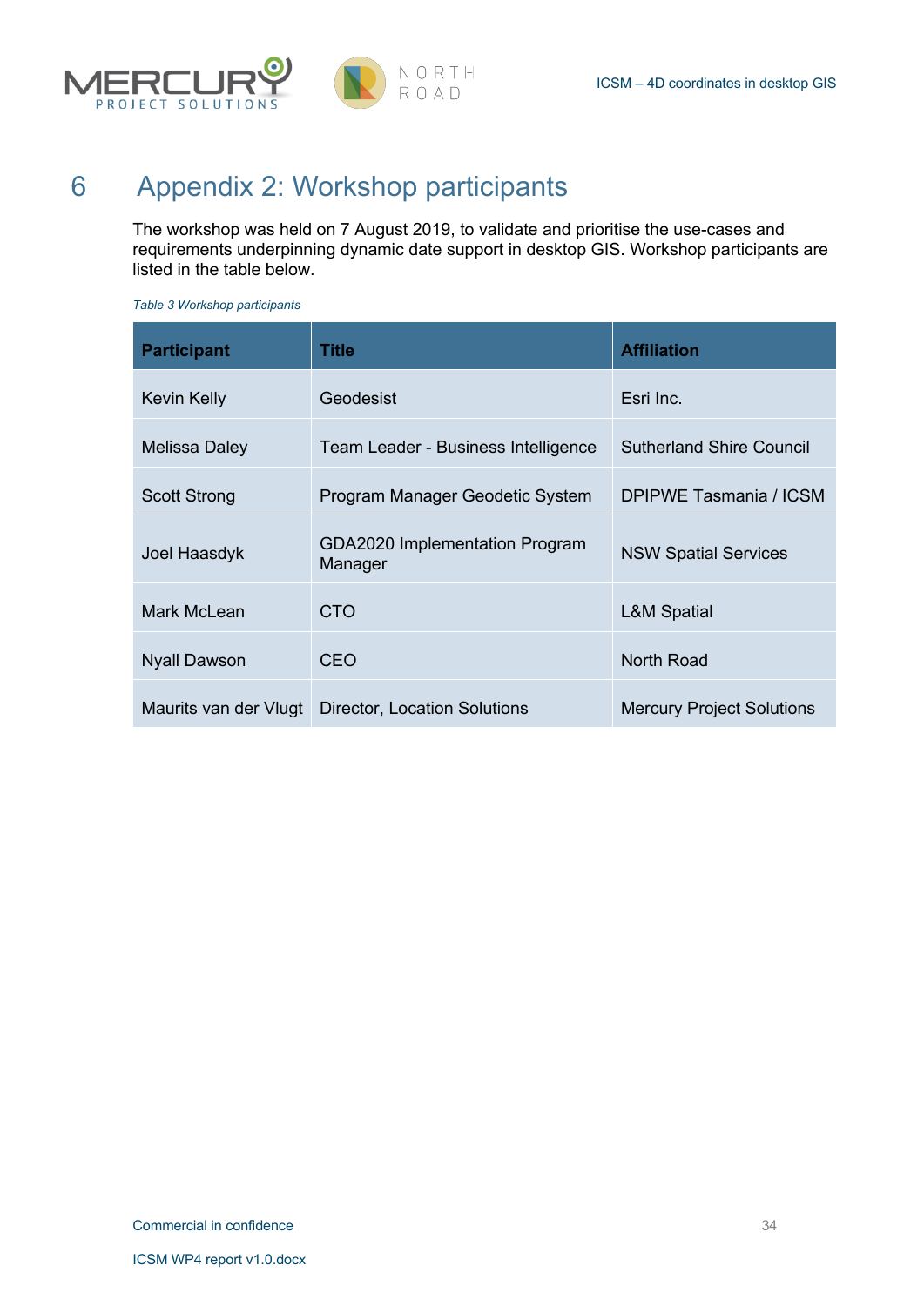# 6 Appendix 2: Workshop participants

The workshop was held on 7 August 2019, to validate and prioritise the use-cases and requirements underpinning dynamic date support in desktop GIS. Workshop participants are listed in the table below.

*Table 3 Workshop participants*

| Participant | Title | Affiliation |
|---|---|---|
| Kevin Kelly | Geodesist | Esri Inc. |
| Melissa Daley | Team Leader - Business Intelligence | Sutherland Shire Council |
| Scott Strong | Program Manager Geodetic System | DPIPWE Tasmania / ICSM |
| Joel Haasdyk | GDA2020 Implementation Program Manager | NSW Spatial Services |
| Mark McLean | CTO | L&M Spatial |
| Nyall Dawson | CEO | North Road |
| Maurits van der Vlugt | Director, Location Solutions | Mercury Project Solutions |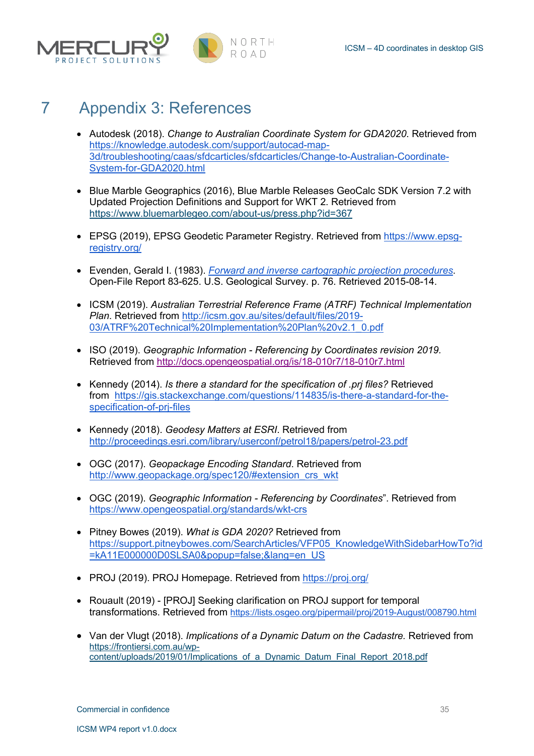# 7 Appendix 3: References

- Autodesk (2018). *Change to Australian Coordinate System for GDA2020*. Retrieved from https://knowledge.autodesk.com/support/autocad-map-3d/troubleshooting/caas/sfdcarticles/sfdcarticles/Change-to-Australian-Coordinate-System-for-GDA2020.html

- Blue Marble Geographics (2016), Blue Marble Releases GeoCalc SDK Version 7.2 with Updated Projection Definitions and Support for WKT 2. Retrieved from https://www.bluemarblegeo.com/about-us/press.php?id=367

- EPSG (2019), EPSG Geodetic Parameter Registry. Retrieved from https://www.epsg-registry.org/

- Evenden, Gerald I. (1983). *Forward and inverse cartographic projection procedures*. Open-File Report 83-625. U.S. Geological Survey. p. 76. Retrieved 2015-08-14.

- ICSM (2019). *Australian Terrestrial Reference Frame (ATRF) Technical Implementation Plan*. Retrieved from http://icsm.gov.au/sites/default/files/2019-03/ATRF%20Technical%20Implementation%20Plan%20v2.1_0.pdf

- ISO (2019). *Geographic Information - Referencing by Coordinates revision 2019.* Retrieved from http://docs.opengeospatial.org/is/18-010r7/18-010r7.html

- Kennedy (2014). *Is there a standard for the specification of .prj files?* Retrieved from https://gis.stackexchange.com/questions/114835/is-there-a-standard-for-the-specification-of-prj-files

- Kennedy (2018). *Geodesy Matters at ESRI*. Retrieved from http://proceedings.esri.com/library/userconf/petrol18/papers/petrol-23.pdf

- OGC (2017). *Geopackage Encoding Standard*. Retrieved from http://www.geopackage.org/spec120/#extension_crs_wkt

- OGC (2019). *Geographic Information - Referencing by Coordinates*". Retrieved from https://www.opengeospatial.org/standards/wkt-crs

- Pitney Bowes (2019). *What is GDA 2020?* Retrieved from https://support.pitneybowes.com/SearchArticles/VFP05_KnowledgeWithSidebarHowTo?id=kA11E000000D0SLSA0&popup=false;&lang=en_US

- PROJ (2019). PROJ Homepage. Retrieved from https://proj.org/

- Rouault (2019) - [PROJ] Seeking clarification on PROJ support for temporal transformations. Retrieved from https://lists.osgeo.org/pipermail/proj/2019-August/008790.html

- Van der Vlugt (2018). *Implications of a Dynamic Datum on the Cadastre.* Retrieved from https://frontiersi.com.au/wp-content/uploads/2019/01/Implications_of_a_Dynamic_Datum_Final_Report_2018.pdf